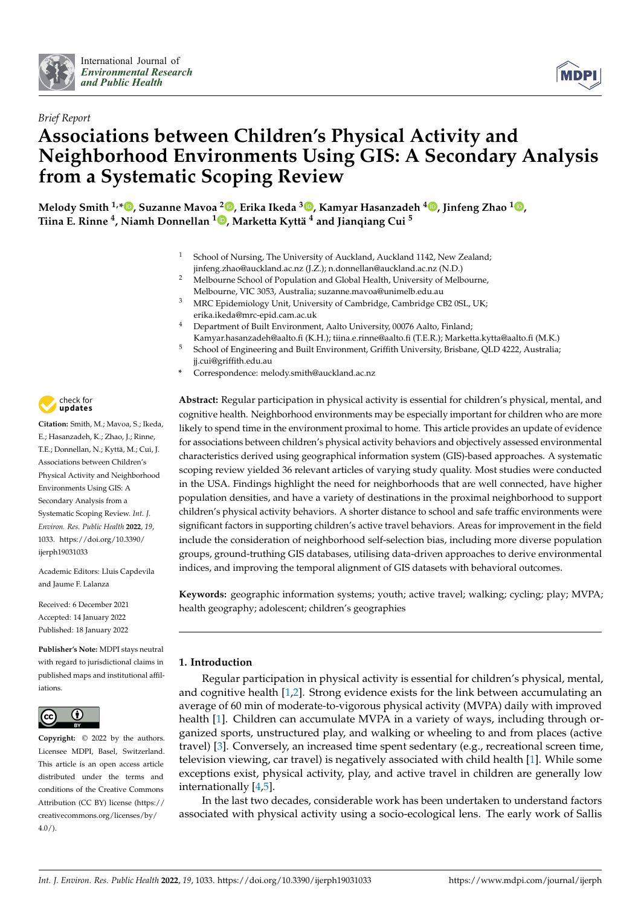*Brief Report*

# Associations between Children's Physical Activity and Neighborhood Environments Using GIS: A Secondary Analysis from a Systematic Scoping Review

**Melody Smith [1,*], Suzanne Mavoa [2], Erika Ikeda [3], Kamyar Hasanzadeh [4], Jinfeng Zhao [1], Tiina E. Rinne [4], Niamh Donnellan [1], Marketta Kyttä [4] and Jianqiang Cui [5]**

1. School of Nursing, The University of Auckland, Auckland 1142, New Zealand; jinfeng.zhao@auckland.ac.nz (J.Z.); n.donnellan@auckland.ac.nz (N.D.)
2. Melbourne School of Population and Global Health, University of Melbourne, Melbourne, VIC 3053, Australia; suzanne.mavoa@unimelb.edu.au
3. MRC Epidemiology Unit, University of Cambridge, Cambridge CB2 0SL, UK; erika.ikeda@mrc-epid.cam.ac.uk
4. Department of Built Environment, Aalto University, 00076 Aalto, Finland; Kamyar.hasanzadeh@aalto.fi (K.H.); tiina.e.rinne@aalto.fi (T.E.R.); Marketta.kytta@aalto.fi (M.K.)
5. School of Engineering and Built Environment, Griffith University, Brisbane, QLD 4222, Australia; jj.cui@griffith.edu.au

\* Correspondence: melody.smith@auckland.ac.nz

**Citation:** Smith, M.; Mavoa, S.; Ikeda, E.; Hasanzadeh, K.; Zhao, J.; Rinne, T.E.; Donnellan, N.; Kyttä, M.; Cui, J. Associations between Children's Physical Activity and Neighborhood Environments Using GIS: A Secondary Analysis from a Systematic Scoping Review. *Int. J. Environ. Res. Public Health* **2022**, *19*, 1033. https://doi.org/10.3390/ijerph19031033

Academic Editors: Lluis Capdevila and Jaume F. Lalanza

Received: 6 December 2021
Accepted: 14 January 2022
Published: 18 January 2022

**Publisher's Note:** MDPI stays neutral with regard to jurisdictional claims in published maps and institutional affiliations.

**Copyright:** © 2022 by the authors. Licensee MDPI, Basel, Switzerland. This article is an open access article distributed under the terms and conditions of the Creative Commons Attribution (CC BY) license (https://creativecommons.org/licenses/by/4.0/).

**Abstract:** Regular participation in physical activity is essential for children's physical, mental, and cognitive health. Neighborhood environments may be especially important for children who are more likely to spend time in the environment proximal to home. This article provides an update of evidence for associations between children's physical activity behaviors and objectively assessed environmental characteristics derived using geographical information system (GIS)-based approaches. A systematic scoping review yielded 36 relevant articles of varying study quality. Most studies were conducted in the USA. Findings highlight the need for neighborhoods that are well connected, have higher population densities, and have a variety of destinations in the proximal neighborhood to support children's physical activity behaviors. A shorter distance to school and safe traffic environments were significant factors in supporting children's active travel behaviors. Areas for improvement in the field include the consideration of neighborhood self-selection bias, including more diverse population groups, ground-truthing GIS databases, utilising data-driven approaches to derive environmental indices, and improving the temporal alignment of GIS datasets with behavioral outcomes.

**Keywords:** geographic information systems; youth; active travel; walking; cycling; play; MVPA; health geography; adolescent; children's geographies

## 1. Introduction

Regular participation in physical activity is essential for children's physical, mental, and cognitive health [1,2]. Strong evidence exists for the link between accumulating an average of 60 min of moderate-to-vigorous physical activity (MVPA) daily with improved health [1]. Children can accumulate MVPA in a variety of ways, including through organized sports, unstructured play, and walking or wheeling to and from places (active travel) [3]. Conversely, an increased time spent sedentary (e.g., recreational screen time, television viewing, car travel) is negatively associated with child health [1]. While some exceptions exist, physical activity, play, and active travel in children are generally low internationally [4,5].

In the last two decades, considerable work has been undertaken to understand factors associated with physical activity using a socio-ecological lens. The early work of Sallis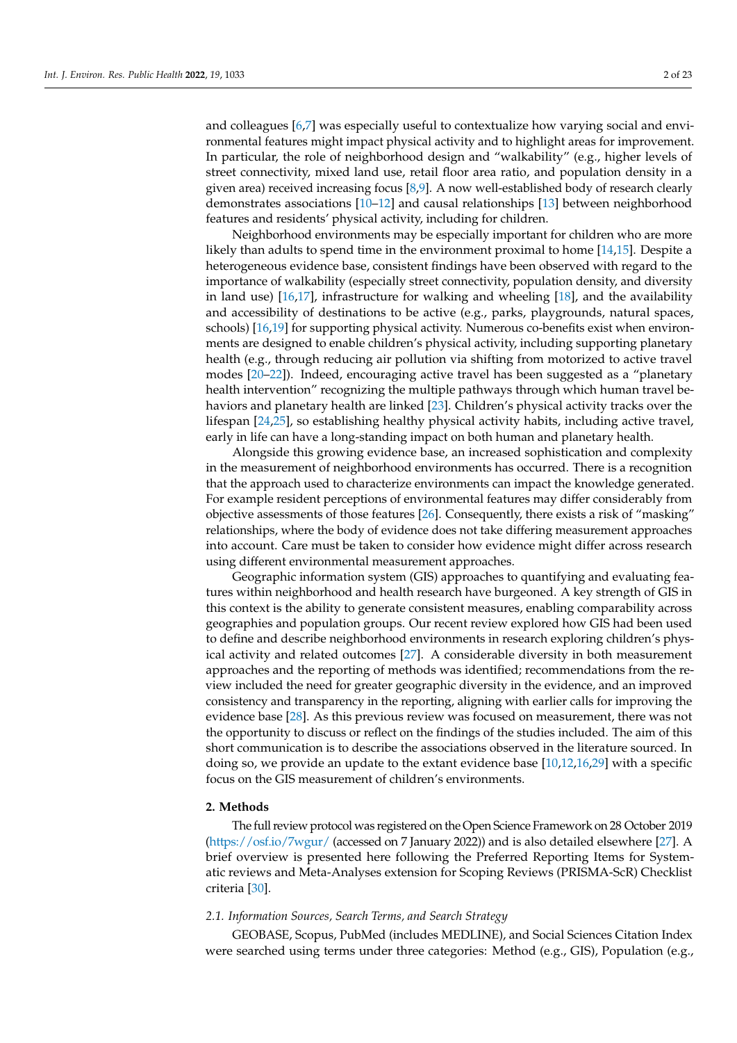and colleagues [6,7] was especially useful to contextualize how varying social and environmental features might impact physical activity and to highlight areas for improvement. In particular, the role of neighborhood design and "walkability" (e.g., higher levels of street connectivity, mixed land use, retail floor area ratio, and population density in a given area) received increasing focus [8,9]. A now well-established body of research clearly demonstrates associations [10–12] and causal relationships [13] between neighborhood features and residents' physical activity, including for children.

Neighborhood environments may be especially important for children who are more likely than adults to spend time in the environment proximal to home [14,15]. Despite a heterogeneous evidence base, consistent findings have been observed with regard to the importance of walkability (especially street connectivity, population density, and diversity in land use) [16,17], infrastructure for walking and wheeling [18], and the availability and accessibility of destinations to be active (e.g., parks, playgrounds, natural spaces, schools) [16,19] for supporting physical activity. Numerous co-benefits exist when environments are designed to enable children's physical activity, including supporting planetary health (e.g., through reducing air pollution via shifting from motorized to active travel modes [20–22]). Indeed, encouraging active travel has been suggested as a "planetary health intervention" recognizing the multiple pathways through which human travel behaviors and planetary health are linked [23]. Children's physical activity tracks over the lifespan [24,25], so establishing healthy physical activity habits, including active travel, early in life can have a long-standing impact on both human and planetary health.

Alongside this growing evidence base, an increased sophistication and complexity in the measurement of neighborhood environments has occurred. There is a recognition that the approach used to characterize environments can impact the knowledge generated. For example resident perceptions of environmental features may differ considerably from objective assessments of those features [26]. Consequently, there exists a risk of "masking" relationships, where the body of evidence does not take differing measurement approaches into account. Care must be taken to consider how evidence might differ across research using different environmental measurement approaches.

Geographic information system (GIS) approaches to quantifying and evaluating features within neighborhood and health research have burgeoned. A key strength of GIS in this context is the ability to generate consistent measures, enabling comparability across geographies and population groups. Our recent review explored how GIS had been used to define and describe neighborhood environments in research exploring children's physical activity and related outcomes [27]. A considerable diversity in both measurement approaches and the reporting of methods was identified; recommendations from the review included the need for greater geographic diversity in the evidence, and an improved consistency and transparency in the reporting, aligning with earlier calls for improving the evidence base [28]. As this previous review was focused on measurement, there was not the opportunity to discuss or reflect on the findings of the studies included. The aim of this short communication is to describe the associations observed in the literature sourced. In doing so, we provide an update to the extant evidence base [10,12,16,29] with a specific focus on the GIS measurement of children's environments.

## 2. Methods

The full review protocol was registered on the Open Science Framework on 28 October 2019 (https://osf.io/7wgur/ (accessed on 7 January 2022)) and is also detailed elsewhere [27]. A brief overview is presented here following the Preferred Reporting Items for Systematic reviews and Meta-Analyses extension for Scoping Reviews (PRISMA-ScR) Checklist criteria [30].

### 2.1. Information Sources, Search Terms, and Search Strategy

GEOBASE, Scopus, PubMed (includes MEDLINE), and Social Sciences Citation Index were searched using terms under three categories: Method (e.g., GIS), Population (e.g.,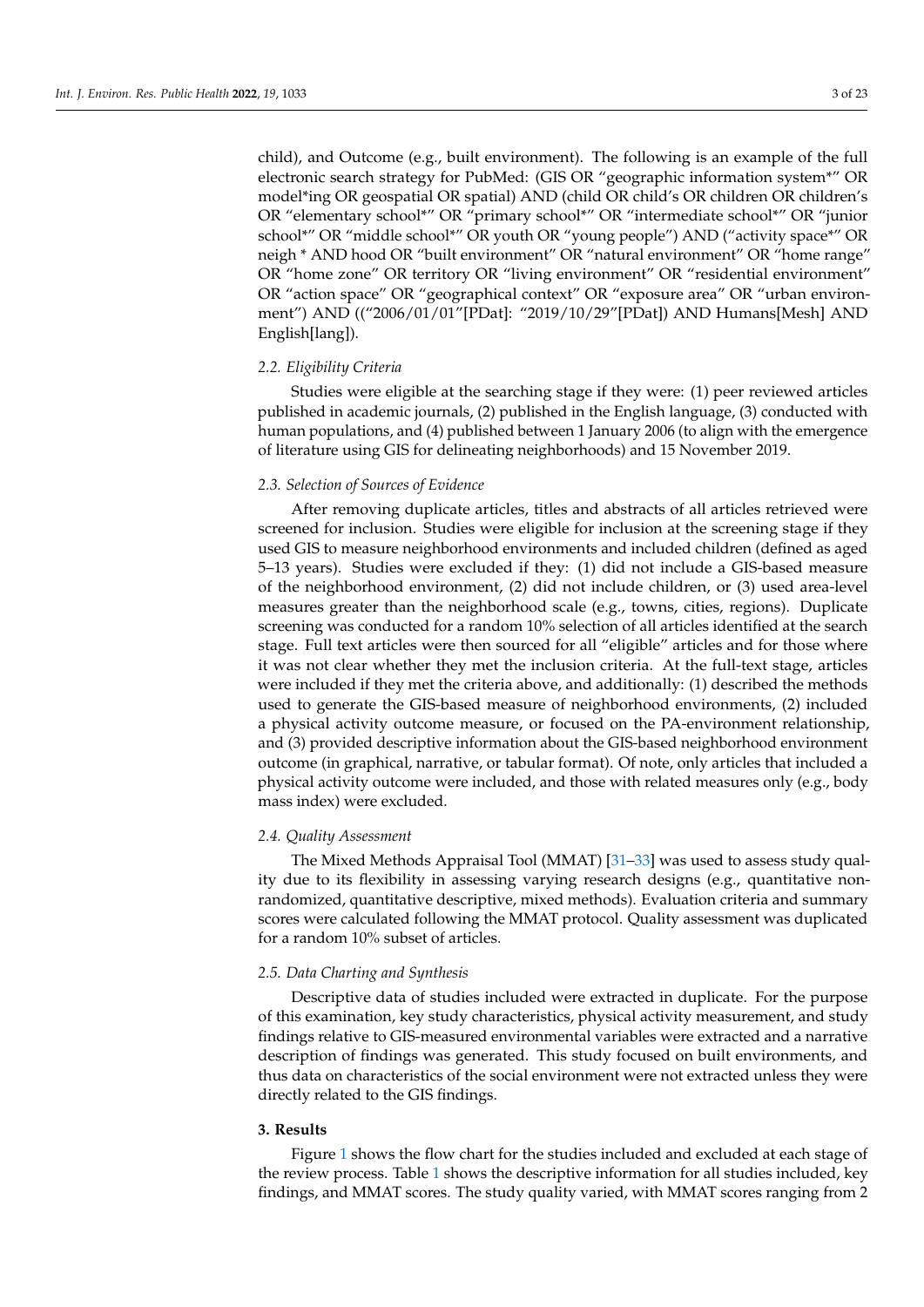child), and Outcome (e.g., built environment). The following is an example of the full electronic search strategy for PubMed: (GIS OR "geographic information system*" OR model*ing OR geospatial OR spatial) AND (child OR child's OR children OR children's OR "elementary school*" OR "primary school*" OR "intermediate school*" OR "junior school*" OR "middle school*" OR youth OR "young people") AND ("activity space*" OR neigh * AND hood OR "built environment" OR "natural environment" OR "home range" OR "home zone" OR territory OR "living environment" OR "residential environment" OR "action space" OR "geographical context" OR "exposure area" OR "urban environment") AND (("2006/01/01"[PDat]: "2019/10/29"[PDat]) AND Humans[Mesh] AND English[lang]).

### 2.2. Eligibility Criteria

Studies were eligible at the searching stage if they were: (1) peer reviewed articles published in academic journals, (2) published in the English language, (3) conducted with human populations, and (4) published between 1 January 2006 (to align with the emergence of literature using GIS for delineating neighborhoods) and 15 November 2019.

### 2.3. Selection of Sources of Evidence

After removing duplicate articles, titles and abstracts of all articles retrieved were screened for inclusion. Studies were eligible for inclusion at the screening stage if they used GIS to measure neighborhood environments and included children (defined as aged 5–13 years). Studies were excluded if they: (1) did not include a GIS-based measure of the neighborhood environment, (2) did not include children, or (3) used area-level measures greater than the neighborhood scale (e.g., towns, cities, regions). Duplicate screening was conducted for a random 10% selection of all articles identified at the search stage. Full text articles were then sourced for all "eligible" articles and for those where it was not clear whether they met the inclusion criteria. At the full-text stage, articles were included if they met the criteria above, and additionally: (1) described the methods used to generate the GIS-based measure of neighborhood environments, (2) included a physical activity outcome measure, or focused on the PA-environment relationship, and (3) provided descriptive information about the GIS-based neighborhood environment outcome (in graphical, narrative, or tabular format). Of note, only articles that included a physical activity outcome were included, and those with related measures only (e.g., body mass index) were excluded.

### 2.4. Quality Assessment

The Mixed Methods Appraisal Tool (MMAT) [31–33] was used to assess study quality due to its flexibility in assessing varying research designs (e.g., quantitative non-randomized, quantitative descriptive, mixed methods). Evaluation criteria and summary scores were calculated following the MMAT protocol. Quality assessment was duplicated for a random 10% subset of articles.

### 2.5. Data Charting and Synthesis

Descriptive data of studies included were extracted in duplicate. For the purpose of this examination, key study characteristics, physical activity measurement, and study findings relative to GIS-measured environmental variables were extracted and a narrative description of findings was generated. This study focused on built environments, and thus data on characteristics of the social environment were not extracted unless they were directly related to the GIS findings.

## 3. Results

Figure 1 shows the flow chart for the studies included and excluded at each stage of the review process. Table 1 shows the descriptive information for all studies included, key findings, and MMAT scores. The study quality varied, with MMAT scores ranging from 2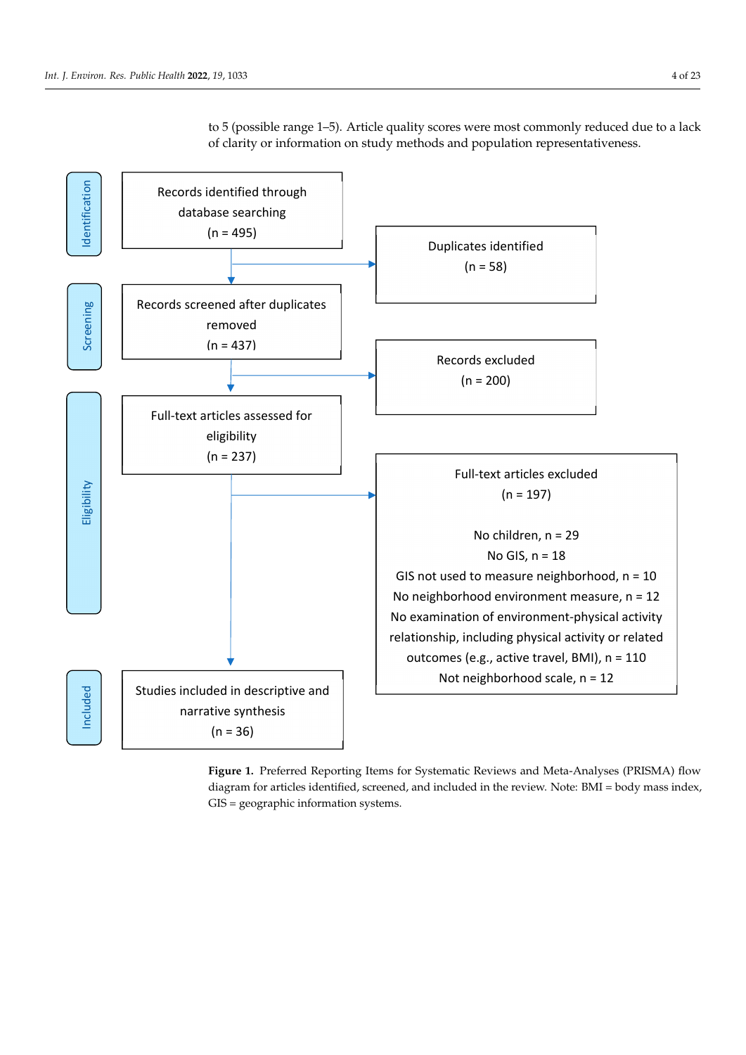to 5 (possible range 1–5). Article quality scores were most commonly reduced due to a lack of clarity or information on study methods and population representativeness.

**Identification**

Records identified through database searching (n = 495)

Duplicates identified (n = 58)

**Screening**

Records screened after duplicates removed (n = 437)

Records excluded (n = 200)

**Eligibility**

Full-text articles assessed for eligibility (n = 237)

Full-text articles excluded (n = 197)

No children, n = 29
No GIS, n = 18
GIS not used to measure neighborhood, n = 10
No neighborhood environment measure, n = 12
No examination of environment-physical activity relationship, including physical activity or related outcomes (e.g., active travel, BMI), n = 110
Not neighborhood scale, n = 12

**Included**

Studies included in descriptive and narrative synthesis (n = 36)

**Figure 1.** Preferred Reporting Items for Systematic Reviews and Meta-Analyses (PRISMA) flow diagram for articles identified, screened, and included in the review. Note: BMI = body mass index, GIS = geographic information systems.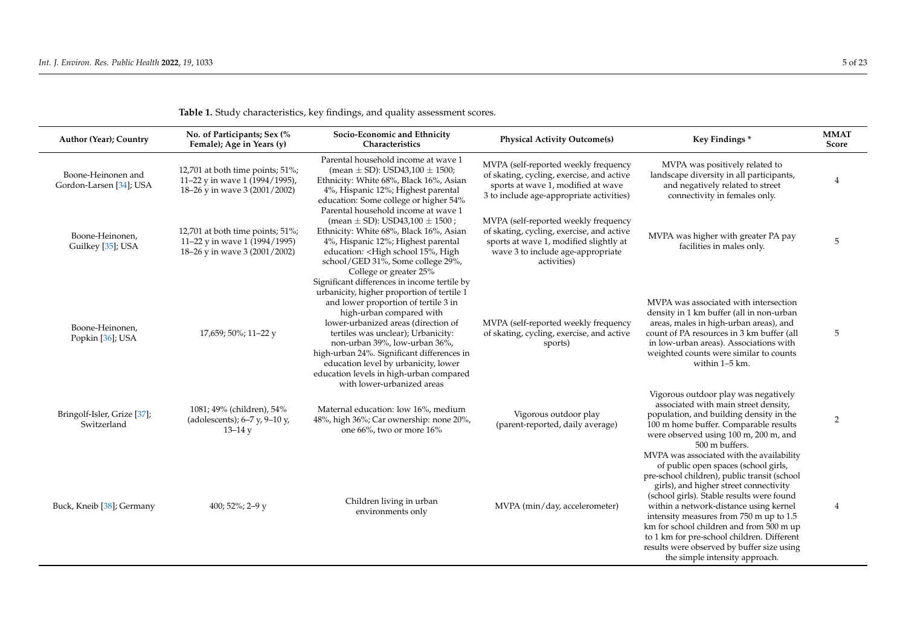**Table 1.** Study characteristics, key findings, and quality assessment scores.

| Author (Year); Country | No. of Participants; Sex (% Female); Age in Years (y) | Socio-Economic and Ethnicity Characteristics | Physical Activity Outcome(s) | Key Findings * | MMAT Score |
|---|---|---|---|---|---|
| Boone-Heinonen and Gordon-Larsen [34]; USA | 12,701 at both time points; 51%; 11–22 y in wave 1 (1994/1995), 18–26 y in wave 3 (2001/2002) | Parental household income at wave 1 (mean ± SD): USD43,100 ± 1500; Ethnicity: White 68%, Black 16%, Asian 4%, Hispanic 12%; Highest parental education: Some college or higher 54% | MVPA (self-reported weekly frequency of skating, cycling, exercise, and active sports at wave 1, modified at wave 3 to include age-appropriate activities) | MVPA was positively related to landscape diversity in all participants, and negatively related to street connectivity in females only. | 4 |
| Boone-Heinonen, Guilkey [35]; USA | 12,701 at both time points; 51%; 11–22 y in wave 1 (1994/1995) 18–26 y in wave 3 (2001/2002) | Parental household income at wave 1 (mean ± SD): USD43,100 ± 1500 ; Ethnicity: White 68%, Black 16%, Asian 4%, Hispanic 12%; Highest parental education: <High school 15%, High school/GED 31%, Some college 29%, College or greater 25% | MVPA (self-reported weekly frequency of skating, cycling, exercise, and active sports at wave 1, modified slightly at wave 3 to include age-appropriate activities) | MVPA was higher with greater PA pay facilities in males only. | 5 |
| Boone-Heinonen, Popkin [36]; USA | 17,659; 50%; 11–22 y | Significant differences in income tertile by urbanicity, higher proportion of tertile 1 and lower proportion of tertile 3 in high-urban compared with lower-urbanized areas (direction of tertiles was unclear); Urbanicity: non-urban 39%, low-urban 36%, high-urban 24%. Significant differences in education level by urbanicity, lower education levels in high-urban compared with lower-urbanized areas | MVPA (self-reported weekly frequency of skating, cycling, exercise, and active sports) | MVPA was associated with intersection density in 1 km buffer (all in non-urban areas, males in high-urban areas), and count of PA resources in 3 km buffer (all in low-urban areas). Associations with weighted counts were similar to counts within 1–5 km. | 5 |
| Bringolf-Isler, Grize [37]; Switzerland | 1081; 49% (children), 54% (adolescents); 6–7 y, 9–10 y, 13–14 y | Maternal education: low 16%, medium 48%, high 36%; Car ownership: none 20%, one 66%, two or more 16% | Vigorous outdoor play (parent-reported, daily average) | Vigorous outdoor play was negatively associated with main street density, population, and building density in the 100 m home buffer. Comparable results were observed using 100 m, 200 m, and 500 m buffers. | 2 |
| Buck, Kneib [38]; Germany | 400; 52%; 2–9 y | Children living in urban environments only | MVPA (min/day, accelerometer) | MVPA was associated with the availability of public open spaces (school girls, pre-school children), public transit (school girls), and higher street connectivity (school girls). Stable results were found within a network-distance using kernel intensity measures from 750 m up to 1.5 km for school children and from 500 m up to 1 km for pre-school children. Different results were observed by buffer size using the simple intensity approach. | 4 |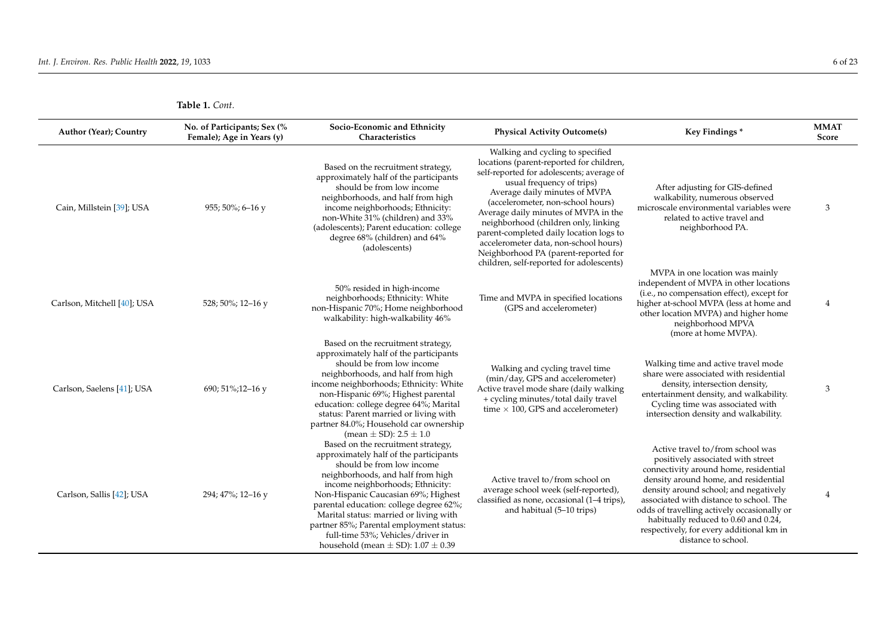**Table 1.** *Cont.*

| Author (Year); Country | No. of Participants; Sex (% Female); Age in Years (y) | Socio-Economic and Ethnicity Characteristics | Physical Activity Outcome(s) | Key Findings * | MMAT Score |
|---|---|---|---|---|---|
| Cain, Millstein [39]; USA | 955; 50%; 6–16 y | Based on the recruitment strategy, approximately half of the participants should be from low income neighborhoods, and half from high income neighborhoods; Ethnicity: non-White 31% (children) and 33% (adolescents); Parent education: college degree 68% (children) and 64% (adolescents) | Walking and cycling to specified locations (parent-reported for children, self-reported for adolescents; average of usual frequency of trips) Average daily minutes of MVPA (accelerometer, non-school hours) Average daily minutes of MVPA in the neighborhood (children only, linking parent-completed daily location logs to accelerometer data, non-school hours) Neighborhood PA (parent-reported for children, self-reported for adolescents) | After adjusting for GIS-defined walkability, numerous observed microscale environmental variables were related to active travel and neighborhood PA. | 3 |
| Carlson, Mitchell [40]; USA | 528; 50%; 12–16 y | 50% resided in high-income neighborhoods; Ethnicity: White non-Hispanic 70%; Home neighborhood walkability: high-walkability 46% | Time and MVPA in specified locations (GPS and accelerometer) | MVPA in one location was mainly independent of MVPA in other locations (i.e., no compensation effect), except for higher at-school MVPA (less at home and other location MVPA) and higher home neighborhood MPVA (more at home MVPA). | 4 |
| Carlson, Saelens [41]; USA | 690; 51%;12–16 y | Based on the recruitment strategy, approximately half of the participants should be from low income neighborhoods, and half from high income neighborhoods; Ethnicity: White non-Hispanic 69%; Highest parental education: college degree 64%; Marital status: Parent married or living with partner 84.0%; Household car ownership (mean ± SD): 2.5 ± 1.0 | Walking and cycling travel time (min/day, GPS and accelerometer) Active travel mode share (daily walking + cycling minutes/total daily travel time × 100, GPS and accelerometer) | Walking time and active travel mode share were associated with residential density, intersection density, entertainment density, and walkability. Cycling time was associated with intersection density and walkability. | 3 |
| Carlson, Sallis [42]; USA | 294; 47%; 12–16 y | Based on the recruitment strategy, approximately half of the participants should be from low income neighborhoods, and half from high income neighborhoods; Ethnicity: Non-Hispanic Caucasian 69%; Highest parental education: college degree 62%; Marital status: married or living with partner 85%; Parental employment status: full-time 53%; Vehicles/driver in household (mean ± SD): 1.07 ± 0.39 | Active travel to/from school on average school week (self-reported), classified as none, occasional (1–4 trips), and habitual (5–10 trips) | Active travel to/from school was positively associated with street connectivity around home, residential density around home, and residential density around school; and negatively associated with distance to school. The odds of travelling actively occasionally or habitually reduced to 0.60 and 0.24, respectively, for every additional km in distance to school. | 4 |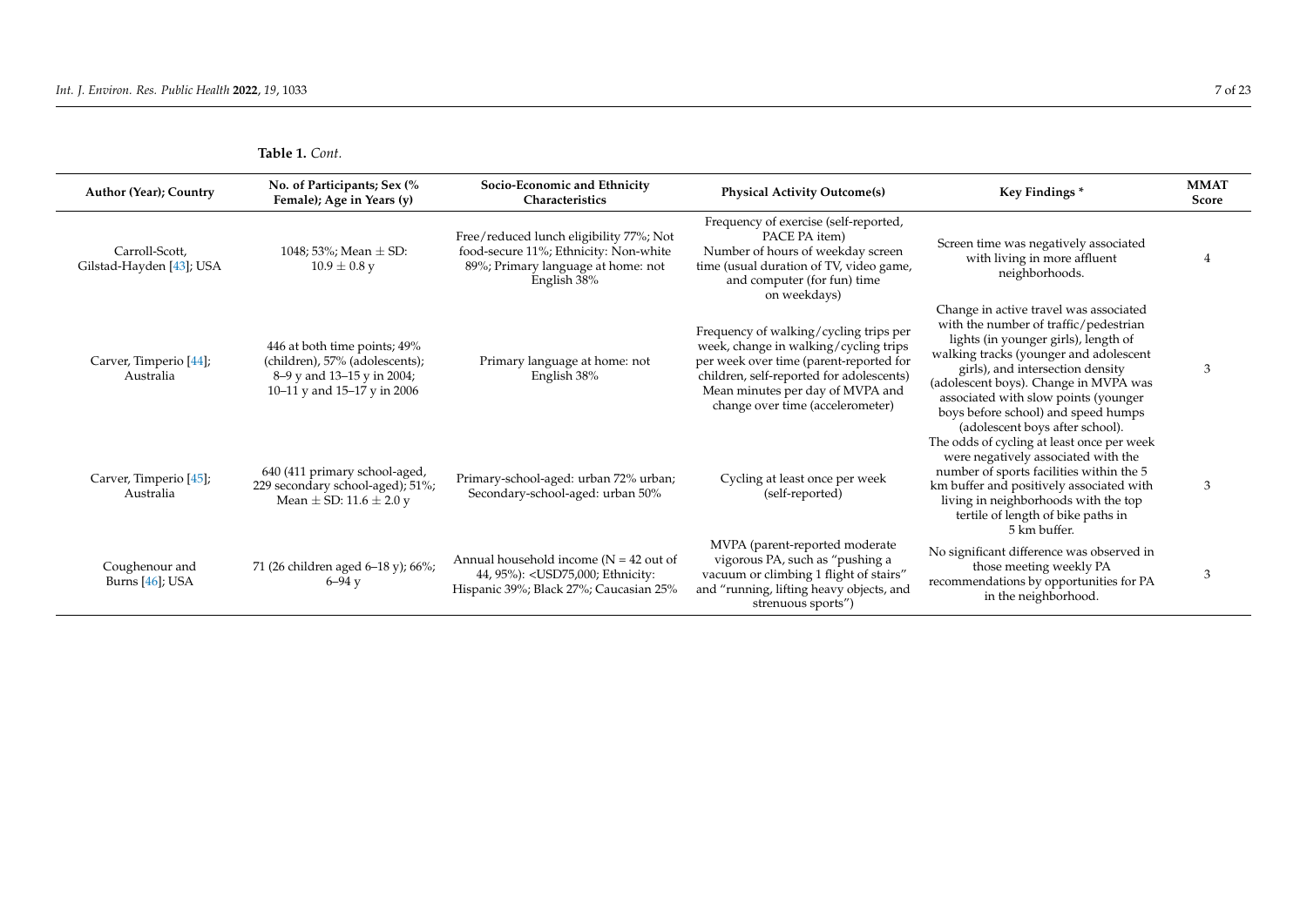**Table 1.** *Cont.*

| Author (Year); Country | No. of Participants; Sex (% Female); Age in Years (y) | Socio-Economic and Ethnicity Characteristics | Physical Activity Outcome(s) | Key Findings * | MMAT Score |
|---|---|---|---|---|---|
| Carroll-Scott, Gilstad-Hayden [43]; USA | 1048; 53%; Mean ± SD: 10.9 ± 0.8 y | Free/reduced lunch eligibility 77%; Not food-secure 11%; Ethnicity: Non-white 89%; Primary language at home: not English 38% | Frequency of exercise (self-reported, PACE PA item) Number of hours of weekday screen time (usual duration of TV, video game, and computer (for fun) time on weekdays) | Screen time was negatively associated with living in more affluent neighborhoods. | 4 |
| Carver, Timperio [44]; Australia | 446 at both time points; 49% (children), 57% (adolescents); 8–9 y and 13–15 y in 2004; 10–11 y and 15–17 y in 2006 | Primary language at home: not English 38% | Frequency of walking/cycling trips per week, change in walking/cycling trips per week over time (parent-reported for children, self-reported for adolescents) Mean minutes per day of MVPA and change over time (accelerometer) | Change in active travel was associated with the number of traffic/pedestrian lights (in younger girls), length of walking tracks (younger and adolescent girls), and intersection density (adolescent boys). Change in MVPA was associated with slow points (younger boys before school) and speed humps (adolescent boys after school). | 3 |
| Carver, Timperio [45]; Australia | 640 (411 primary school-aged, 229 secondary school-aged); 51%; Mean ± SD: 11.6 ± 2.0 y | Primary-school-aged: urban 72% urban; Secondary-school-aged: urban 50% | Cycling at least once per week (self-reported) | The odds of cycling at least once per week were negatively associated with the number of sports facilities within the 5 km buffer and positively associated with living in neighborhoods with the top tertile of length of bike paths in 5 km buffer. | 3 |
| Coughenour and Burns [46]; USA | 71 (26 children aged 6–18 y); 66%; 6–94 y | Annual household income (N = 42 out of 44, 95%): <USD75,000; Ethnicity: Hispanic 39%; Black 27%; Caucasian 25% | MVPA (parent-reported moderate vigorous PA, such as "pushing a vacuum or climbing 1 flight of stairs" and "running, lifting heavy objects, and strenuous sports") | No significant difference was observed in those meeting weekly PA recommendations by opportunities for PA in the neighborhood. | 3 |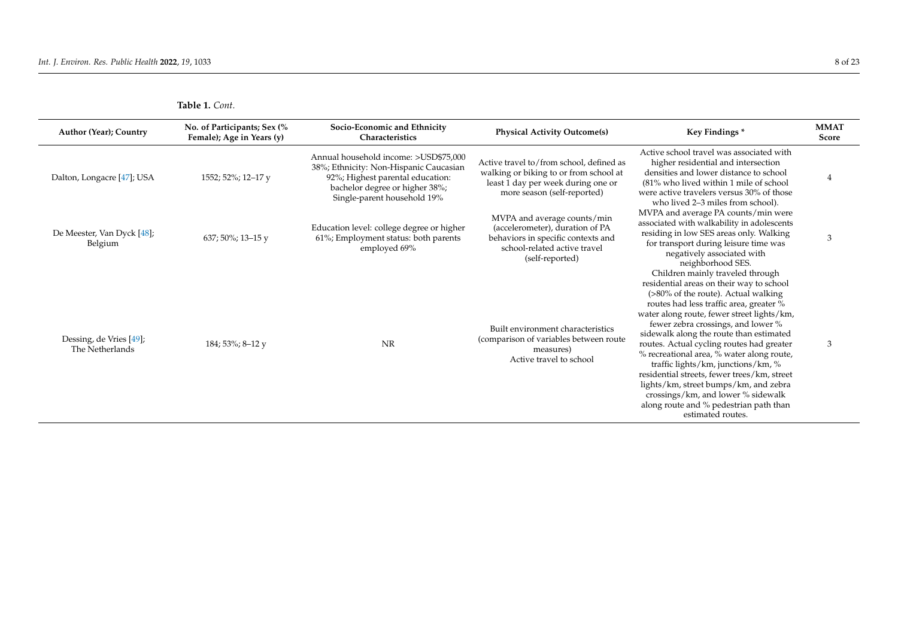**Table 1.** *Cont.*

| Author (Year); Country | No. of Participants; Sex (% Female); Age in Years (y) | Socio-Economic and Ethnicity Characteristics | Physical Activity Outcome(s) | Key Findings * | MMAT Score |
|---|---|---|---|---|---|
| Dalton, Longacre [47]; USA | 1552; 52%; 12–17 y | Annual household income: >USD$75,000 38%; Ethnicity: Non-Hispanic Caucasian 92%; Highest parental education: bachelor degree or higher 38%; Single-parent household 19% | Active travel to/from school, defined as walking or biking to or from school at least 1 day per week during one or more season (self-reported) | Active school travel was associated with higher residential and intersection densities and lower distance to school (81% who lived within 1 mile of school were active travelers versus 30% of those who lived 2–3 miles from school). | 4 |
| De Meester, Van Dyck [48]; Belgium | 637; 50%; 13–15 y | Education level: college degree or higher 61%; Employment status: both parents employed 69% | MVPA and average counts/min (accelerometer), duration of PA behaviors in specific contexts and school-related active travel (self-reported) | MVPA and average PA counts/min were associated with walkability in adolescents residing in low SES areas only. Walking for transport during leisure time was negatively associated with neighborhood SES. | 3 |
| Dessing, de Vries [49]; The Netherlands | 184; 53%; 8–12 y | NR | Built environment characteristics (comparison of variables between route measures) Active travel to school | Children mainly traveled through residential areas on their way to school (>80% of the route). Actual walking routes had less traffic area, greater % water along route, fewer street lights/km, fewer zebra crossings, and lower % sidewalk along the route than estimated routes. Actual cycling routes had greater % recreational area, % water along route, traffic lights/km, junctions/km, % residential streets, fewer trees/km, street lights/km, street bumps/km, and zebra crossings/km, and lower % sidewalk along route and % pedestrian path than estimated routes. | 3 |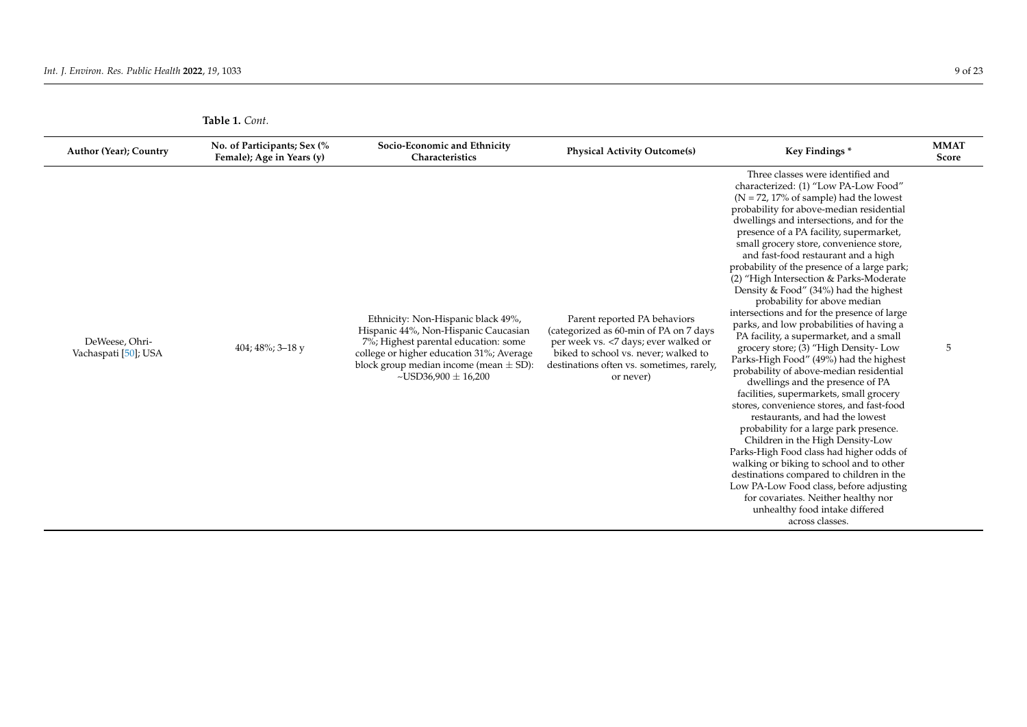**Table 1.** *Cont.*

| Author (Year); Country | No. of Participants; Sex (% Female); Age in Years (y) | Socio-Economic and Ethnicity Characteristics | Physical Activity Outcome(s) | Key Findings * | MMAT Score |
|---|---|---|---|---|---|
| DeWeese, Ohri-Vachaspati [50]; USA | 404; 48%; 3–18 y | Ethnicity: Non-Hispanic black 49%, Hispanic 44%, Non-Hispanic Caucasian 7%; Highest parental education: some college or higher education 31%; Average block group median income (mean ± SD): ~USD36,900 ± 16,200 | Parent reported PA behaviors (categorized as 60-min of PA on 7 days per week vs. <7 days; ever walked or biked to school vs. never; walked to destinations often vs. sometimes, rarely, or never) | Three classes were identified and characterized: (1) "Low PA-Low Food" (N = 72, 17% of sample) had the lowest probability for above-median residential dwellings and intersections, and for the presence of a PA facility, supermarket, small grocery store, convenience store, and fast-food restaurant and a high probability of the presence of a large park; (2) "High Intersection & Parks-Moderate Density & Food" (34%) had the highest probability for above median intersections and for the presence of large parks, and low probabilities of having a PA facility, a supermarket, and a small grocery store; (3) "High Density- Low Parks-High Food" (49%) had the highest probability of above-median residential dwellings and the presence of PA facilities, supermarkets, small grocery stores, convenience stores, and fast-food restaurants, and had the lowest probability for a large park presence. Children in the High Density-Low Parks-High Food class had higher odds of walking or biking to school and to other destinations compared to children in the Low PA-Low Food class, before adjusting for covariates. Neither healthy nor unhealthy food intake differed across classes. | 5 |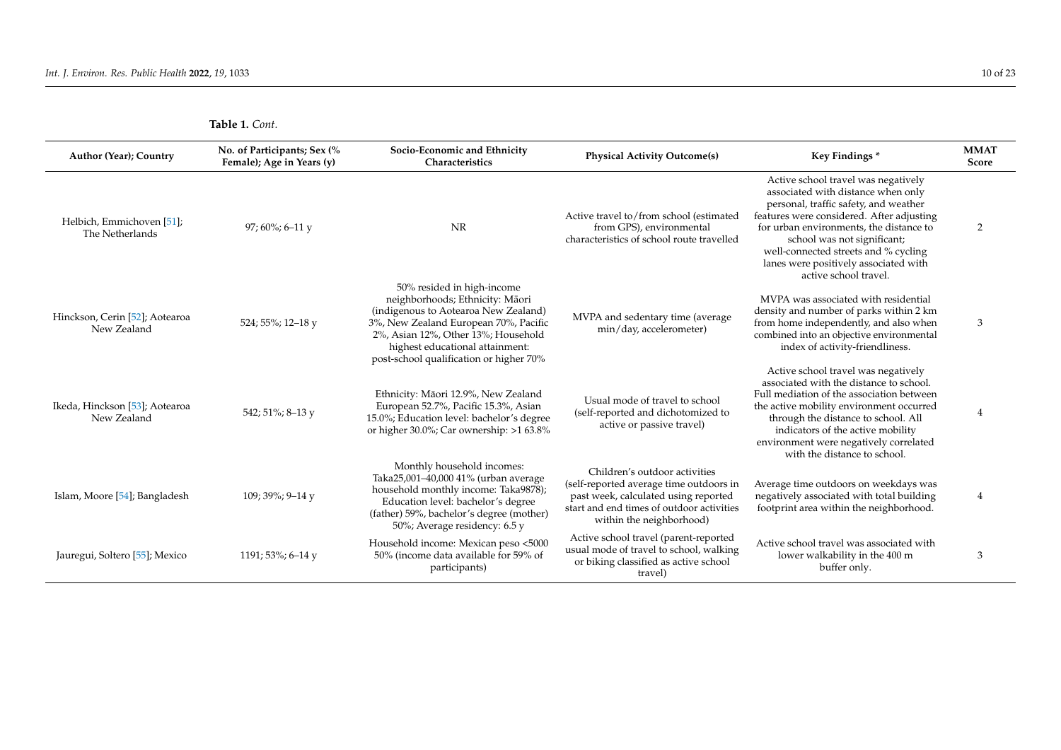**Table 1.** *Cont.*

| Author (Year); Country | No. of Participants; Sex (% Female); Age in Years (y) | Socio-Economic and Ethnicity Characteristics | Physical Activity Outcome(s) | Key Findings * | MMAT Score |
|---|---|---|---|---|---|
| Helbich, Emmichoven [51]; The Netherlands | 97; 60%; 6–11 y | NR | Active travel to/from school (estimated from GPS), environmental characteristics of school route travelled | Active school travel was negatively associated with distance when only personal, traffic safety, and weather features were considered. After adjusting for urban environments, the distance to school was not significant; well-connected streets and % cycling lanes were positively associated with active school travel. | 2 |
| Hinckson, Cerin [52]; Aotearoa New Zealand | 524; 55%; 12–18 y | 50% resided in high-income neighborhoods; Ethnicity: Māori (indigenous to Aotearoa New Zealand) 3%, New Zealand European 70%, Pacific 2%, Asian 12%, Other 13%; Household highest educational attainment: post-school qualification or higher 70% | MVPA and sedentary time (average min/day, accelerometer) | MVPA was associated with residential density and number of parks within 2 km from home independently, and also when combined into an objective environmental index of activity-friendliness. | 3 |
| Ikeda, Hinckson [53]; Aotearoa New Zealand | 542; 51%; 8–13 y | Ethnicity: Māori 12.9%, New Zealand European 52.7%, Pacific 15.3%, Asian 15.0%; Education level: bachelor's degree or higher 30.0%; Car ownership: >1 63.8% | Usual mode of travel to school (self-reported and dichotomized to active or passive travel) | Active school travel was negatively associated with the distance to school. Full mediation of the association between the active mobility environment occurred through the distance to school. All indicators of the active mobility environment were negatively correlated with the distance to school. | 4 |
| Islam, Moore [54]; Bangladesh | 109; 39%; 9–14 y | Monthly household incomes: Taka25,001–40,000 41% (urban average household monthly income: Taka9878); Education level: bachelor's degree (father) 59%, bachelor's degree (mother) 50%; Average residency: 6.5 y | Children's outdoor activities (self-reported average time outdoors in past week, calculated using reported start and end times of outdoor activities within the neighborhood) | Average time outdoors on weekdays was negatively associated with total building footprint area within the neighborhood. | 4 |
| Jauregui, Soltero [55]; Mexico | 1191; 53%; 6–14 y | Household income: Mexican peso <5000 50% (income data available for 59% of participants) | Active school travel (parent-reported usual mode of travel to school, walking or biking classified as active school travel) | Active school travel was associated with lower walkability in the 400 m buffer only. | 3 |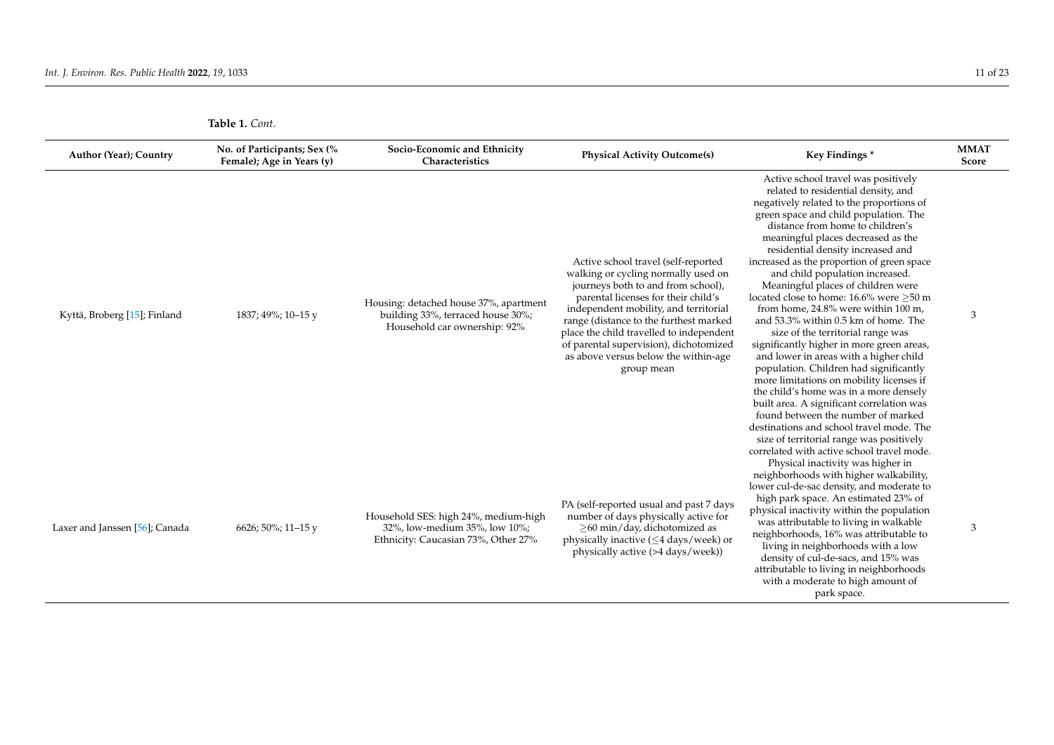**Table 1.** *Cont.*

| Author (Year); Country | No. of Participants; Sex (% Female); Age in Years (y) | Socio-Economic and Ethnicity Characteristics | Physical Activity Outcome(s) | Key Findings * | MMAT Score |
|---|---|---|---|---|---|
| Kyttä, Broberg [15]; Finland | 1837; 49%; 10–15 y | Housing: detached house 37%, apartment building 33%, terraced house 30%; Household car ownership: 92% | Active school travel (self-reported walking or cycling normally used on journeys both to and from school), parental licenses for their child's independent mobility, and territorial range (distance to the furthest marked place the child travelled to independent of parental supervision), dichotomized as above versus below the within-age group mean | Active school travel was positively related to residential density, and negatively related to the proportions of green space and child population. The distance from home to children's meaningful places decreased as the residential density increased and increased as the proportion of green space and child population increased. Meaningful places of children were located close to home: 16.6% were ≥50 m from home, 24.8% were within 100 m, and 53.3% within 0.5 km of home. The size of the territorial range was significantly higher in more green areas, and lower in areas with a higher child population. Children had significantly more limitations on mobility licenses if the child's home was in a more densely built area. A significant correlation was found between the number of marked destinations and school travel mode. The size of territorial range was positively correlated with active school travel mode. | 3 |
| Laxer and Janssen [56]; Canada | 6626; 50%; 11–15 y | Household SES: high 24%, medium-high 32%, low-medium 35%, low 10%; Ethnicity: Caucasian 73%, Other 27% | PA (self-reported usual and past 7 days number of days physically active for ≥60 min/day, dichotomized as physically inactive (≤4 days/week) or physically active (>4 days/week)) | Physical inactivity was higher in neighborhoods with higher walkability, lower cul-de-sac density, and moderate to high park space. An estimated 23% of physical inactivity within the population was attributable to living in walkable neighborhoods, 16% was attributable to living in neighborhoods with a low density of cul-de-sacs, and 15% was attributable to living in neighborhoods with a moderate to high amount of park space. | 3 |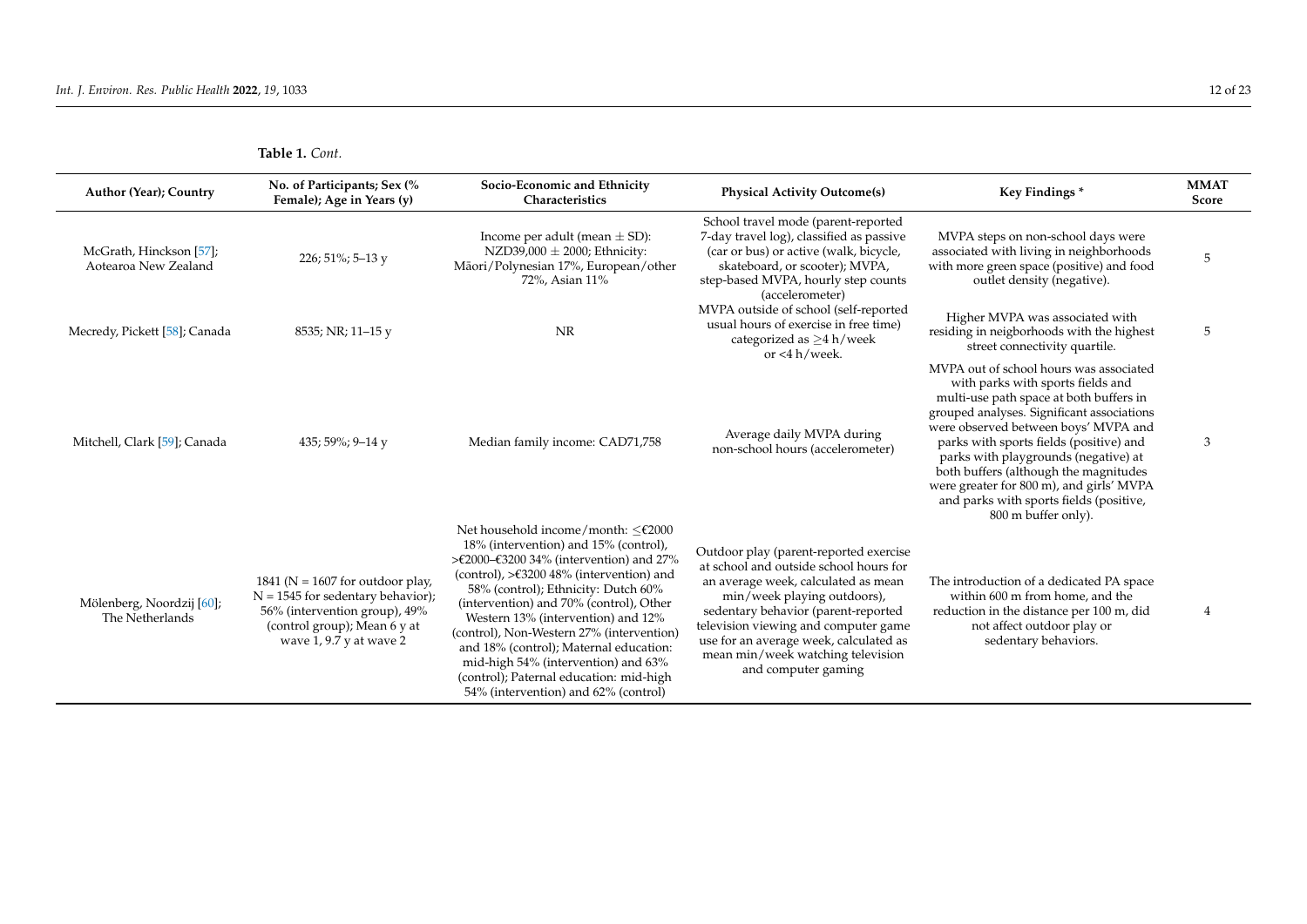**Table 1.** *Cont.*

| Author (Year); Country | No. of Participants; Sex (% Female); Age in Years (y) | Socio-Economic and Ethnicity Characteristics | Physical Activity Outcome(s) | Key Findings * | MMAT Score |
|---|---|---|---|---|---|
| McGrath, Hinckson [57]; Aotearoa New Zealand | 226; 51%; 5–13 y | Income per adult (mean ± SD): NZD39,000 ± 2000; Ethnicity: Māori/Polynesian 17%, European/other 72%, Asian 11% | School travel mode (parent-reported 7-day travel log), classified as passive (car or bus) or active (walk, bicycle, skateboard, or scooter); MVPA, step-based MVPA, hourly step counts (accelerometer) | MVPA steps on non-school days were associated with living in neighborhoods with more green space (positive) and food outlet density (negative). | 5 |
| Mecredy, Pickett [58]; Canada | 8535; NR; 11–15 y | NR | MVPA outside of school (self-reported usual hours of exercise in free time) categorized as ≥4 h/week or <4 h/week. | Higher MVPA was associated with residing in neigborhoods with the highest street connectivity quartile. | 5 |
| Mitchell, Clark [59]; Canada | 435; 59%; 9–14 y | Median family income: CAD71,758 | Average daily MVPA during non-school hours (accelerometer) | MVPA out of school hours was associated with parks with sports fields and multi-use path space at both buffers in grouped analyses. Significant associations were observed between boys' MVPA and parks with sports fields (positive) and parks with playgrounds (negative) at both buffers (although the magnitudes were greater for 800 m), and girls' MVPA and parks with sports fields (positive, 800 m buffer only). | 3 |
| Mölenberg, Noordzij [60]; The Netherlands | 1841 (N = 1607 for outdoor play, N = 1545 for sedentary behavior); 56% (intervention group), 49% (control group); Mean 6 y at wave 1, 9.7 y at wave 2 | Net household income/month: ≤€2000 18% (intervention) and 15% (control), >€2000–€3200 34% (intervention) and 27% (control), >€3200 48% (intervention) and 58% (control); Ethnicity: Dutch 60% (intervention) and 70% (control), Other Western 13% (intervention) and 12% (control), Non-Western 27% (intervention) and 18% (control); Maternal education: mid-high 54% (intervention) and 63% (control); Paternal education: mid-high 54% (intervention) and 62% (control) | Outdoor play (parent-reported exercise at school and outside school hours for an average week, calculated as mean min/week playing outdoors), sedentary behavior (parent-reported television viewing and computer game use for an average week, calculated as mean min/week watching television and computer gaming | The introduction of a dedicated PA space within 600 m from home, and the reduction in the distance per 100 m, did not affect outdoor play or sedentary behaviors. | 4 |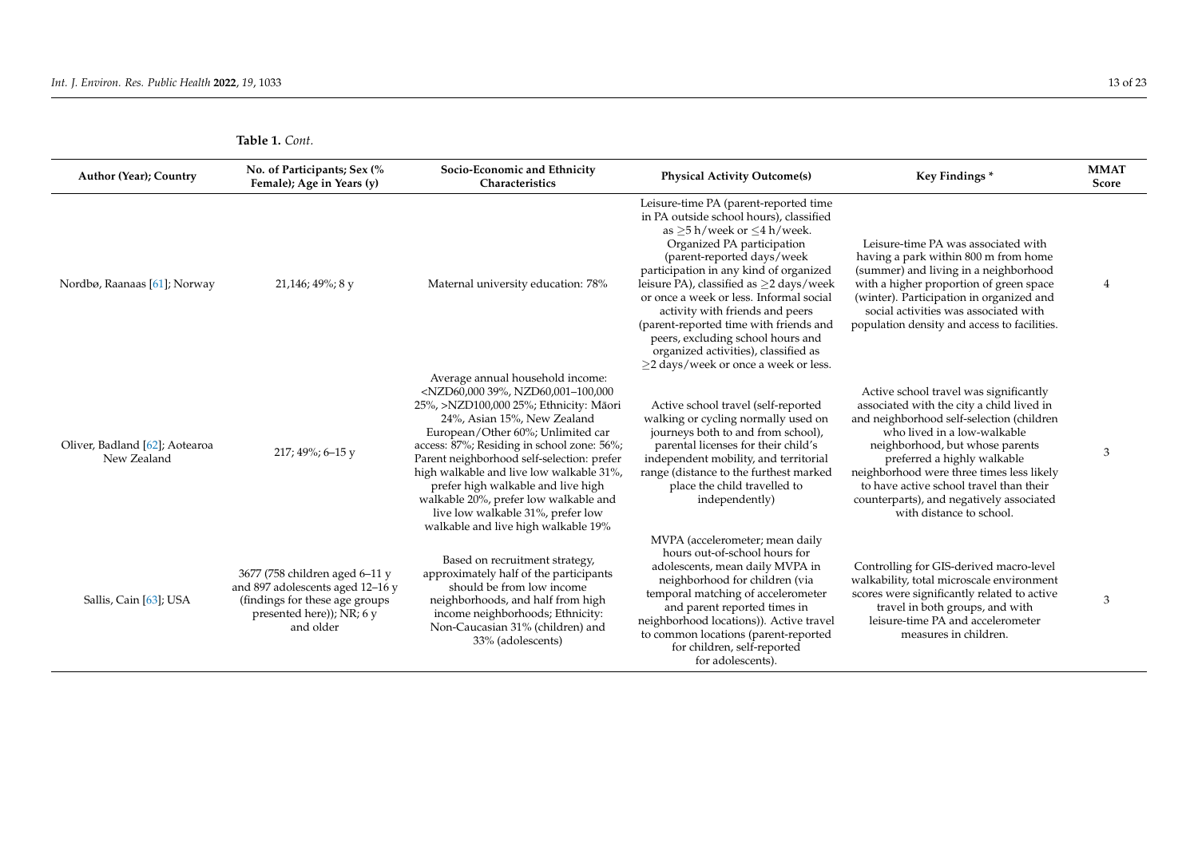**Table 1.** *Cont.*

| Author (Year); Country | No. of Participants; Sex (% Female); Age in Years (y) | Socio-Economic and Ethnicity Characteristics | Physical Activity Outcome(s) | Key Findings * | MMAT Score |
|---|---|---|---|---|---|
| Nordbø, Raanaas [61]; Norway | 21,146; 49%; 8 y | Maternal university education: 78% | Leisure-time PA (parent-reported time in PA outside school hours), classified as ≥5 h/week or ≤4 h/week. Organized PA participation (parent-reported days/week participation in any kind of organized leisure PA), classified as ≥2 days/week or once a week or less. Informal social activity with friends and peers (parent-reported time with friends and peers, excluding school hours and organized activities), classified as ≥2 days/week or once a week or less. | Leisure-time PA was associated with having a park within 800 m from home (summer) and living in a neighborhood with a higher proportion of green space (winter). Participation in organized and social activities was associated with population density and access to facilities. | 4 |
| Oliver, Badland [62]; Aotearoa New Zealand | 217; 49%; 6–15 y | Average annual household income: <NZD60,000 39%, NZD60,001–100,000 25%, >NZD100,000 25%; Ethnicity: Māori 24%, Asian 15%, New Zealand European/Other 60%; Unlimited car access: 87%; Residing in school zone: 56%; Parent neighborhood self-selection: prefer high walkable and live low walkable 31%, prefer high walkable and live high walkable 20%, prefer low walkable and live low walkable 31%, prefer low walkable and live high walkable 19% | Active school travel (self-reported walking or cycling normally used on journeys both to and from school), parental licenses for their child's independent mobility, and territorial range (distance to the furthest marked place the child travelled to independently) | Active school travel was significantly associated with the city a child lived in and neighborhood self-selection (children who lived in a low-walkable neighborhood, but whose parents preferred a highly walkable neighborhood were three times less likely to have active school travel than their counterparts), and negatively associated with distance to school. | 3 |
| Sallis, Cain [63]; USA | 3677 (758 children aged 6–11 y and 897 adolescents aged 12–16 y (findings for these age groups presented here)); NR; 6 y and older | Based on recruitment strategy, approximately half of the participants should be from low income neighborhoods, and half from high income neighborhoods; Ethnicity: Non-Caucasian 31% (children) and 33% (adolescents) | MVPA (accelerometer; mean daily hours out-of-school hours for adolescents, mean daily MVPA in neighborhood for children (via temporal matching of accelerometer and parent reported times in neighborhood locations)). Active travel to common locations (parent-reported for children, self-reported for adolescents). | Controlling for GIS-derived macro-level walkability, total microscale environment scores were significantly related to active travel in both groups, and with leisure-time PA and accelerometer measures in children. | 3 |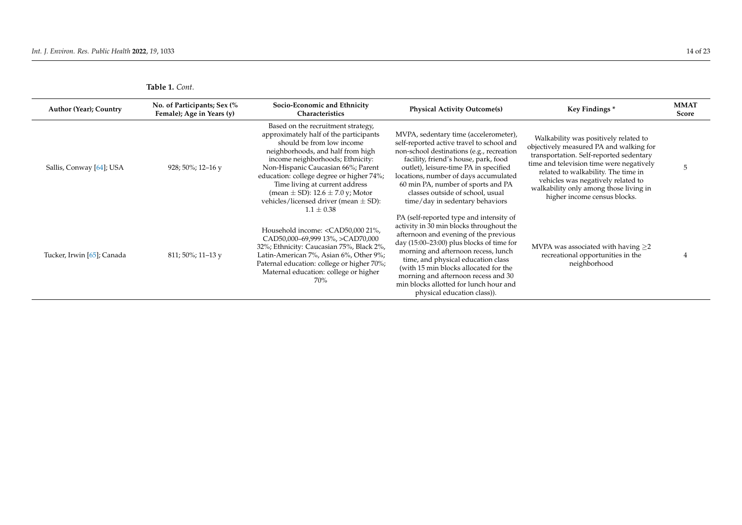**Table 1.** *Cont.*

| Author (Year); Country | No. of Participants; Sex (% Female); Age in Years (y) | Socio-Economic and Ethnicity Characteristics | Physical Activity Outcome(s) | Key Findings * | MMAT Score |
|---|---|---|---|---|---|
| Sallis, Conway [64]; USA | 928; 50%; 12–16 y | Based on the recruitment strategy, approximately half of the participants should be from low income neighborhoods, and half from high income neighborhoods; Ethnicity: Non-Hispanic Caucasian 66%; Parent education: college degree or higher 74%; Time living at current address (mean ± SD): 12.6 ± 7.0 y; Motor vehicles/licensed driver (mean ± SD): 1.1 ± 0.38 | MVPA, sedentary time (accelerometer), self-reported active travel to school and non-school destinations (e.g., recreation facility, friend's house, park, food outlet), leisure-time PA in specified locations, number of days accumulated 60 min PA, number of sports and PA classes outside of school, usual time/day in sedentary behaviors | Walkability was positively related to objectively measured PA and walking for transportation. Self-reported sedentary time and television time were negatively related to walkability. The time in vehicles was negatively related to walkability only among those living in higher income census blocks. | 5 |
| Tucker, Irwin [65]; Canada | 811; 50%; 11–13 y | Household income: <CAD50,000 21%, CAD50,000–69,999 13%, >CAD70,000 32%; Ethnicity: Caucasian 75%, Black 2%, Latin-American 7%, Asian 6%, Other 9%; Paternal education: college or higher 70%; Maternal education: college or higher 70% | PA (self-reported type and intensity of activity in 30 min blocks throughout the afternoon and evening of the previous day (15:00–23:00) plus blocks of time for morning and afternoon recess, lunch time, and physical education class (with 15 min blocks allocated for the morning and afternoon recess and 30 min blocks allotted for lunch hour and physical education class)). | MVPA was associated with having ≥2 recreational opportunities in the neighborhood | 4 |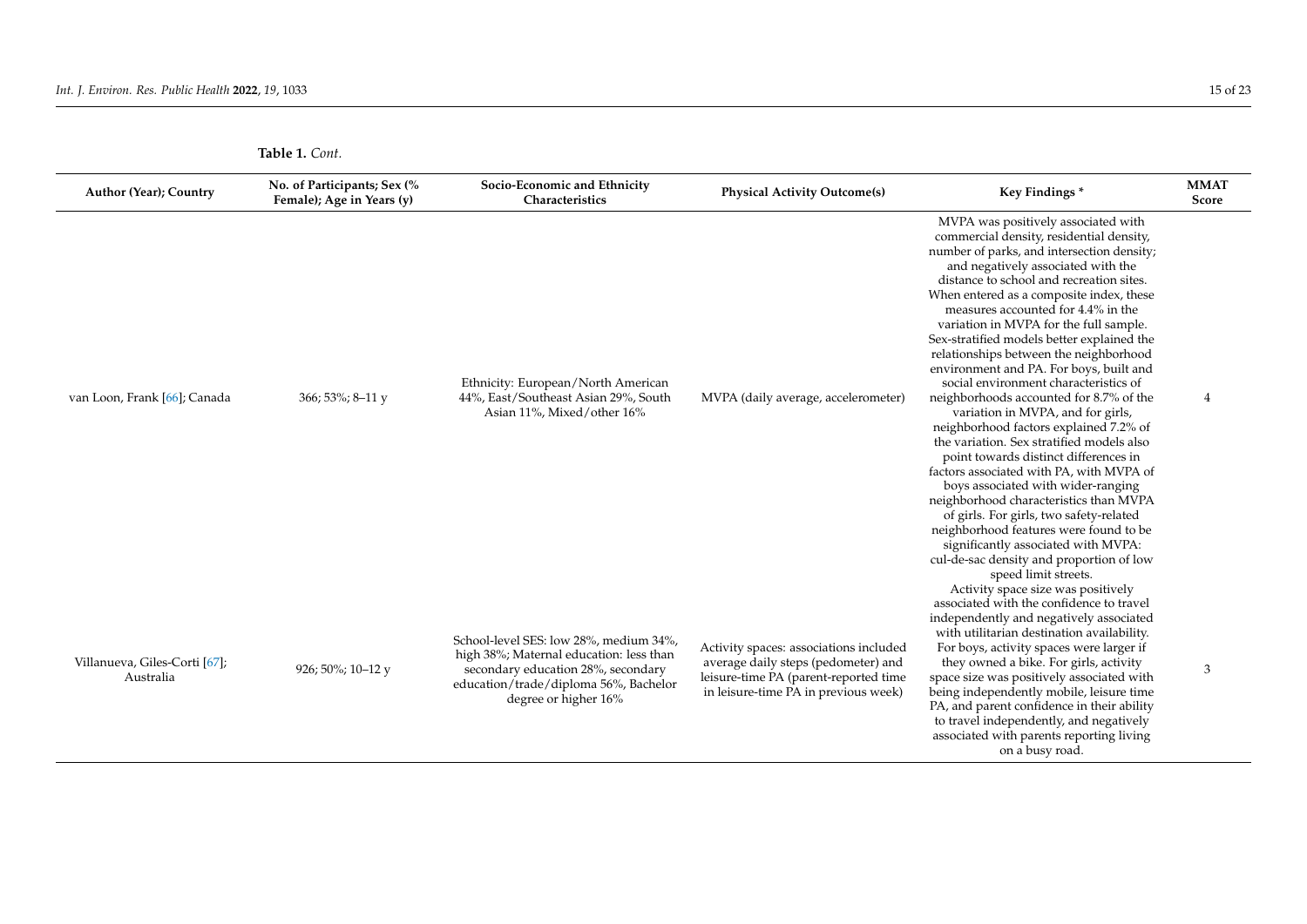**Table 1.** *Cont.*

| Author (Year); Country | No. of Participants; Sex (% Female); Age in Years (y) | Socio-Economic and Ethnicity Characteristics | Physical Activity Outcome(s) | Key Findings * | MMAT Score |
|---|---|---|---|---|---|
| van Loon, Frank [66]; Canada | 366; 53%; 8–11 y | Ethnicity: European/North American 44%, East/Southeast Asian 29%, South Asian 11%, Mixed/other 16% | MVPA (daily average, accelerometer) | MVPA was positively associated with commercial density, residential density, number of parks, and intersection density; and negatively associated with the distance to school and recreation sites. When entered as a composite index, these measures accounted for 4.4% in the variation in MVPA for the full sample. Sex-stratified models better explained the relationships between the neighborhood environment and PA. For boys, built and social environment characteristics of neighborhoods accounted for 8.7% of the variation in MVPA, and for girls, neighborhood factors explained 7.2% of the variation. Sex stratified models also point towards distinct differences in factors associated with PA, with MVPA of boys associated with wider-ranging neighborhood characteristics than MVPA of girls. For girls, two safety-related neighborhood features were found to be significantly associated with MVPA: cul-de-sac density and proportion of low speed limit streets. | 4 |
| Villanueva, Giles-Corti [67]; Australia | 926; 50%; 10–12 y | School-level SES: low 28%, medium 34%, high 38%; Maternal education: less than secondary education 28%, secondary education/trade/diploma 56%, Bachelor degree or higher 16% | Activity spaces: associations included average daily steps (pedometer) and leisure-time PA (parent-reported time in leisure-time PA in previous week) | Activity space size was positively associated with the confidence to travel independently and negatively associated with utilitarian destination availability. For boys, activity spaces were larger if they owned a bike. For girls, activity space size was positively associated with being independently mobile, leisure time PA, and parent confidence in their ability to travel independently, and negatively associated with parents reporting living on a busy road. | 3 |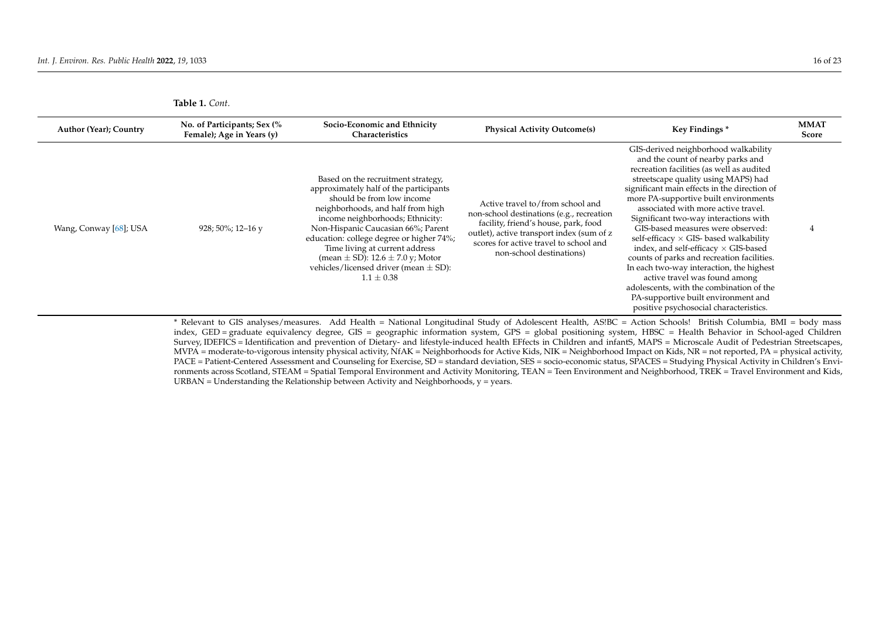**Table 1.** *Cont.*

| Author (Year); Country | No. of Participants; Sex (% Female); Age in Years (y) | Socio-Economic and Ethnicity Characteristics | Physical Activity Outcome(s) | Key Findings * | MMAT Score |
|---|---|---|---|---|---|
| Wang, Conway [68]; USA | 928; 50%; 12–16 y | Based on the recruitment strategy, approximately half of the participants should be from low income neighborhoods, and half from high income neighborhoods; Ethnicity: Non-Hispanic Caucasian 66%; Parent education: college degree or higher 74%; Time living at current address (mean ± SD): 12.6 ± 7.0 y; Motor vehicles/licensed driver (mean ± SD): 1.1 ± 0.38 | Active travel to/from school and non-school destinations (e.g., recreation facility, friend's house, park, food outlet), active transport index (sum of z scores for active travel to school and non-school destinations) | GIS-derived neighborhood walkability and the count of nearby parks and recreation facilities (as well as audited streetscape quality using MAPS) had significant main effects in the direction of more PA-supportive built environments associated with more active travel. Significant two-way interactions with GIS-based measures were observed: self-efficacy × GIS- based walkability index, and self-efficacy × GIS-based counts of parks and recreation facilities. In each two-way interaction, the highest active travel was found among adolescents, with the combination of the PA-supportive built environment and positive psychosocial characteristics. | 4 |

* Relevant to GIS analyses/measures. Add Health = National Longitudinal Study of Adolescent Health, AS!BC = Action Schools! British Columbia, BMI = body mass index, GED = graduate equivalency degree, GIS = geographic information system, GPS = global positioning system, HBSC = Health Behavior in School-aged Children Survey, IDEFICS = Identification and prevention of Dietary- and lifestyle-induced health EFfects in Children and infantS, MAPS = Microscale Audit of Pedestrian Streetscapes, MVPA = moderate-to-vigorous intensity physical activity, NfAK = Neighborhoods for Active Kids, NIK = Neighborhood Impact on Kids, NR = not reported, PA = physical activity, PACE = Patient-Centered Assessment and Counseling for Exercise, SD = standard deviation, SES = socio-economic status, SPACES = Studying Physical Activity in Children's Environments across Scotland, STEAM = Spatial Temporal Environment and Activity Monitoring, TEAN = Teen Environment and Neighborhood, TREK = Travel Environment and Kids, URBAN = Understanding the Relationship between Activity and Neighborhoods, y = years.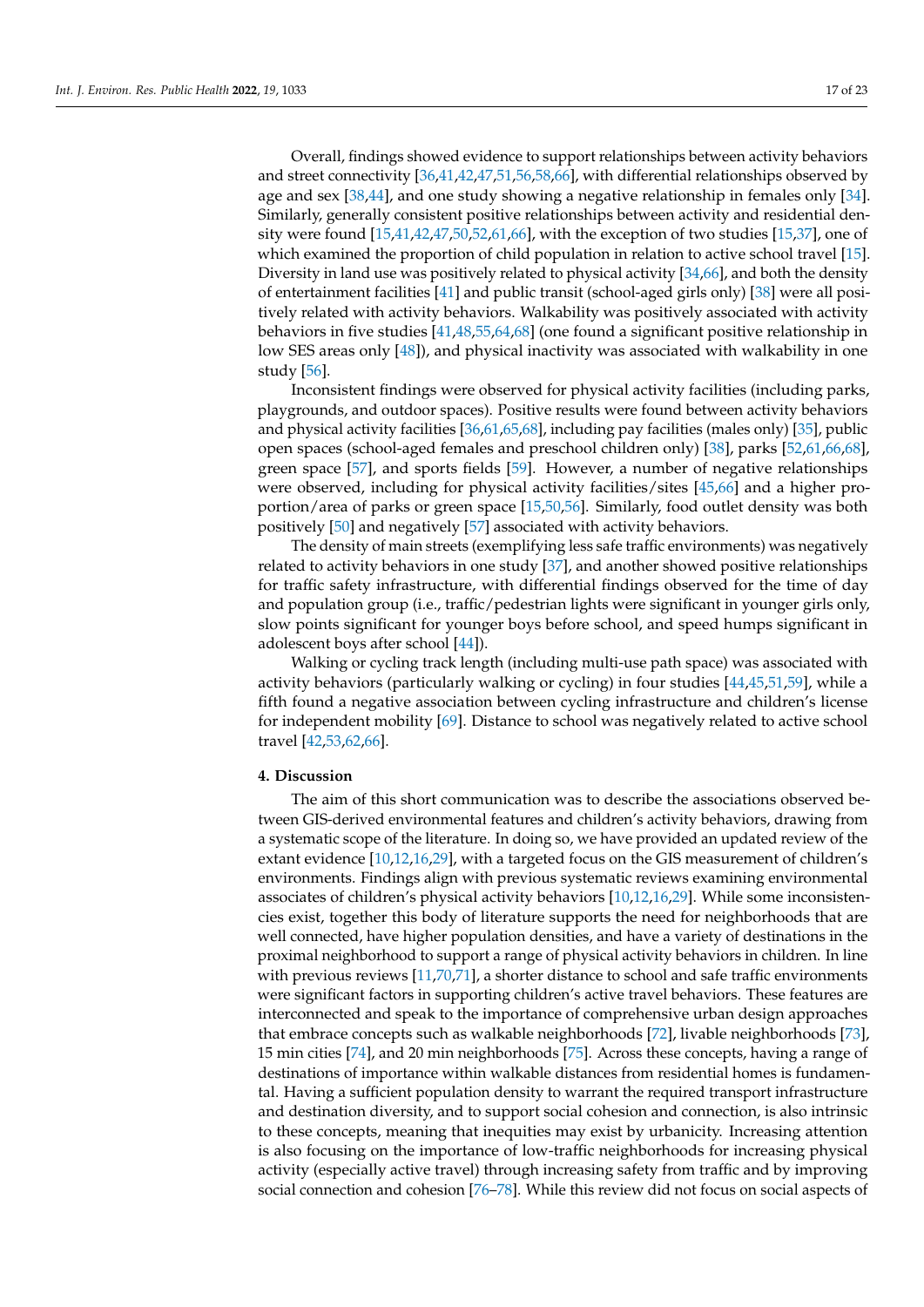Overall, findings showed evidence to support relationships between activity behaviors and street connectivity [36,41,42,47,51,56,58,66], with differential relationships observed by age and sex [38,44], and one study showing a negative relationship in females only [34]. Similarly, generally consistent positive relationships between activity and residential density were found [15,41,42,47,50,52,61,66], with the exception of two studies [15,37], one of which examined the proportion of child population in relation to active school travel [15]. Diversity in land use was positively related to physical activity [34,66], and both the density of entertainment facilities [41] and public transit (school-aged girls only) [38] were all positively related with activity behaviors. Walkability was positively associated with activity behaviors in five studies [41,48,55,64,68] (one found a significant positive relationship in low SES areas only [48]), and physical inactivity was associated with walkability in one study [56].

Inconsistent findings were observed for physical activity facilities (including parks, playgrounds, and outdoor spaces). Positive results were found between activity behaviors and physical activity facilities [36,61,65,68], including pay facilities (males only) [35], public open spaces (school-aged females and preschool children only) [38], parks [52,61,66,68], green space [57], and sports fields [59]. However, a number of negative relationships were observed, including for physical activity facilities/sites [45,66] and a higher proportion/area of parks or green space [15,50,56]. Similarly, food outlet density was both positively [50] and negatively [57] associated with activity behaviors.

The density of main streets (exemplifying less safe traffic environments) was negatively related to activity behaviors in one study [37], and another showed positive relationships for traffic safety infrastructure, with differential findings observed for the time of day and population group (i.e., traffic/pedestrian lights were significant in younger girls only, slow points significant for younger boys before school, and speed humps significant in adolescent boys after school [44]).

Walking or cycling track length (including multi-use path space) was associated with activity behaviors (particularly walking or cycling) in four studies [44,45,51,59], while a fifth found a negative association between cycling infrastructure and children's license for independent mobility [69]. Distance to school was negatively related to active school travel [42,53,62,66].

## 4. Discussion

The aim of this short communication was to describe the associations observed between GIS-derived environmental features and children's activity behaviors, drawing from a systematic scope of the literature. In doing so, we have provided an updated review of the extant evidence [10,12,16,29], with a targeted focus on the GIS measurement of children's environments. Findings align with previous systematic reviews examining environmental associates of children's physical activity behaviors [10,12,16,29]. While some inconsistencies exist, together this body of literature supports the need for neighborhoods that are well connected, have higher population densities, and have a variety of destinations in the proximal neighborhood to support a range of physical activity behaviors in children. In line with previous reviews [11,70,71], a shorter distance to school and safe traffic environments were significant factors in supporting children's active travel behaviors. These features are interconnected and speak to the importance of comprehensive urban design approaches that embrace concepts such as walkable neighborhoods [72], livable neighborhoods [73], 15 min cities [74], and 20 min neighborhoods [75]. Across these concepts, having a range of destinations of importance within walkable distances from residential homes is fundamental. Having a sufficient population density to warrant the required transport infrastructure and destination diversity, and to support social cohesion and connection, is also intrinsic to these concepts, meaning that inequities may exist by urbanicity. Increasing attention is also focusing on the importance of low-traffic neighborhoods for increasing physical activity (especially active travel) through increasing safety from traffic and by improving social connection and cohesion [76–78]. While this review did not focus on social aspects of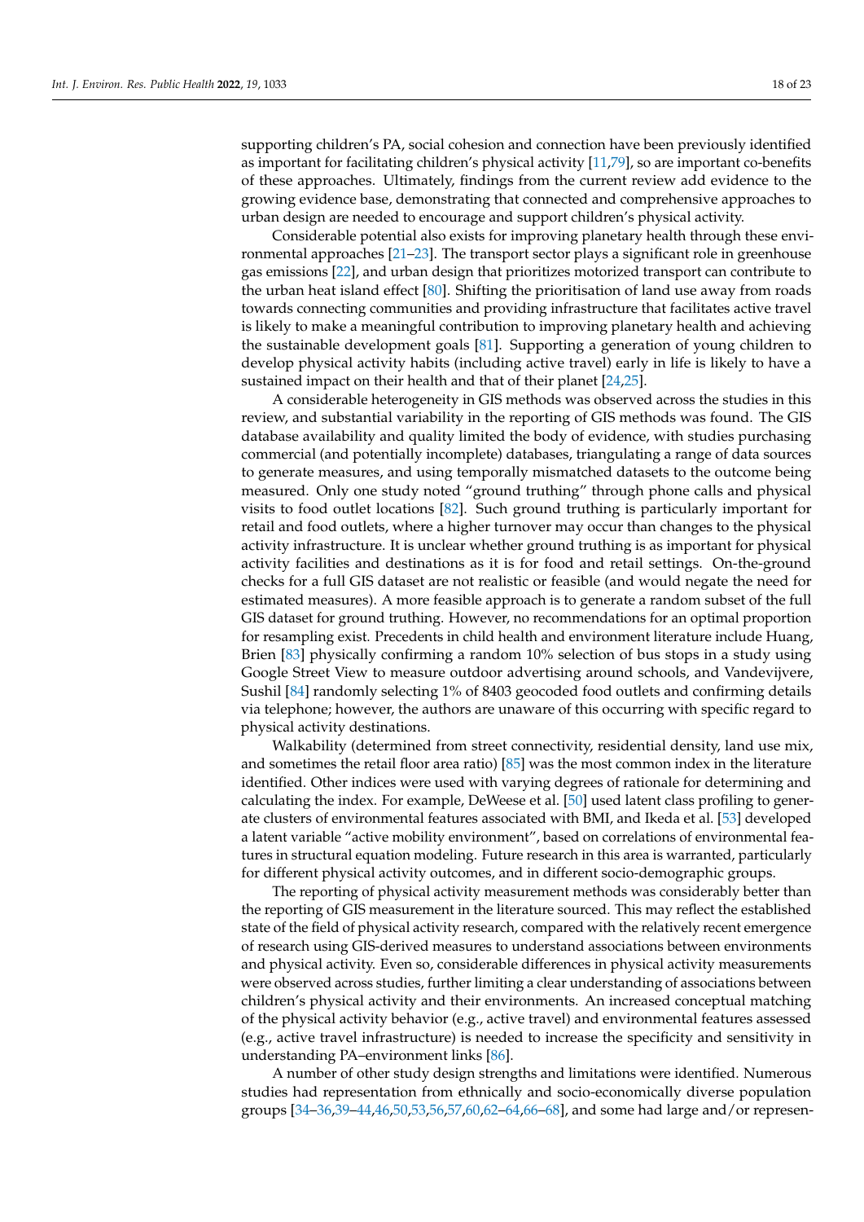supporting children's PA, social cohesion and connection have been previously identified as important for facilitating children's physical activity [11,79], so are important co-benefits of these approaches. Ultimately, findings from the current review add evidence to the growing evidence base, demonstrating that connected and comprehensive approaches to urban design are needed to encourage and support children's physical activity.

Considerable potential also exists for improving planetary health through these environmental approaches [21–23]. The transport sector plays a significant role in greenhouse gas emissions [22], and urban design that prioritizes motorized transport can contribute to the urban heat island effect [80]. Shifting the prioritisation of land use away from roads towards connecting communities and providing infrastructure that facilitates active travel is likely to make a meaningful contribution to improving planetary health and achieving the sustainable development goals [81]. Supporting a generation of young children to develop physical activity habits (including active travel) early in life is likely to have a sustained impact on their health and that of their planet [24,25].

A considerable heterogeneity in GIS methods was observed across the studies in this review, and substantial variability in the reporting of GIS methods was found. The GIS database availability and quality limited the body of evidence, with studies purchasing commercial (and potentially incomplete) databases, triangulating a range of data sources to generate measures, and using temporally mismatched datasets to the outcome being measured. Only one study noted "ground truthing" through phone calls and physical visits to food outlet locations [82]. Such ground truthing is particularly important for retail and food outlets, where a higher turnover may occur than changes to the physical activity infrastructure. It is unclear whether ground truthing is as important for physical activity facilities and destinations as it is for food and retail settings. On-the-ground checks for a full GIS dataset are not realistic or feasible (and would negate the need for estimated measures). A more feasible approach is to generate a random subset of the full GIS dataset for ground truthing. However, no recommendations for an optimal proportion for resampling exist. Precedents in child health and environment literature include Huang, Brien [83] physically confirming a random 10% selection of bus stops in a study using Google Street View to measure outdoor advertising around schools, and Vandevijvere, Sushil [84] randomly selecting 1% of 8403 geocoded food outlets and confirming details via telephone; however, the authors are unaware of this occurring with specific regard to physical activity destinations.

Walkability (determined from street connectivity, residential density, land use mix, and sometimes the retail floor area ratio) [85] was the most common index in the literature identified. Other indices were used with varying degrees of rationale for determining and calculating the index. For example, DeWeese et al. [50] used latent class profiling to generate clusters of environmental features associated with BMI, and Ikeda et al. [53] developed a latent variable "active mobility environment", based on correlations of environmental features in structural equation modeling. Future research in this area is warranted, particularly for different physical activity outcomes, and in different socio-demographic groups.

The reporting of physical activity measurement methods was considerably better than the reporting of GIS measurement in the literature sourced. This may reflect the established state of the field of physical activity research, compared with the relatively recent emergence of research using GIS-derived measures to understand associations between environments and physical activity. Even so, considerable differences in physical activity measurements were observed across studies, further limiting a clear understanding of associations between children's physical activity and their environments. An increased conceptual matching of the physical activity behavior (e.g., active travel) and environmental features assessed (e.g., active travel infrastructure) is needed to increase the specificity and sensitivity in understanding PA–environment links [86].

A number of other study design strengths and limitations were identified. Numerous studies had representation from ethnically and socio-economically diverse population groups [34–36,39–44,46,50,53,56,57,60,62–64,66–68], and some had large and/or represen-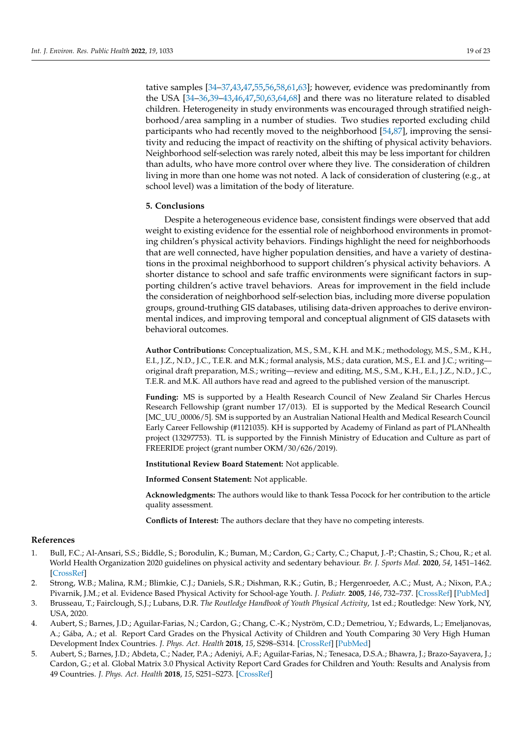tative samples [34–37,43,47,55,56,58,61,63]; however, evidence was predominantly from the USA [34–36,39–43,46,47,50,63,64,68] and there was no literature related to disabled children. Heterogeneity in study environments was encouraged through stratified neighborhood/area sampling in a number of studies. Two studies reported excluding child participants who had recently moved to the neighborhood [54,87], improving the sensitivity and reducing the impact of reactivity on the shifting of physical activity behaviors. Neighborhood self-selection was rarely noted, albeit this may be less important for children than adults, who have more control over where they live. The consideration of children living in more than one home was not noted. A lack of consideration of clustering (e.g., at school level) was a limitation of the body of literature.

## 5. Conclusions

Despite a heterogeneous evidence base, consistent findings were observed that add weight to existing evidence for the essential role of neighborhood environments in promoting children's physical activity behaviors. Findings highlight the need for neighborhoods that are well connected, have higher population densities, and have a variety of destinations in the proximal neighborhood to support children's physical activity behaviors. A shorter distance to school and safe traffic environments were significant factors in supporting children's active travel behaviors. Areas for improvement in the field include the consideration of neighborhood self-selection bias, including more diverse population groups, ground-truthing GIS databases, utilising data-driven approaches to derive environmental indices, and improving temporal and conceptual alignment of GIS datasets with behavioral outcomes.

**Author Contributions:** Conceptualization, M.S., S.M., K.H. and M.K.; methodology, M.S., S.M., K.H., E.I., J.Z., N.D., J.C., T.E.R. and M.K.; formal analysis, M.S.; data curation, M.S., E.I. and J.C.; writing—original draft preparation, M.S.; writing—review and editing, M.S., S.M., K.H., E.I., J.Z., N.D., J.C., T.E.R. and M.K. All authors have read and agreed to the published version of the manuscript.

**Funding:** MS is supported by a Health Research Council of New Zealand Sir Charles Hercus Research Fellowship (grant number 17/013). EI is supported by the Medical Research Council [MC_UU_00006/5]. SM is supported by an Australian National Health and Medical Research Council Early Career Fellowship (#1121035). KH is supported by Academy of Finland as part of PLANhealth project (13297753). TL is supported by the Finnish Ministry of Education and Culture as part of FREERIDE project (grant number OKM/30/626/2019).

**Institutional Review Board Statement:** Not applicable.

**Informed Consent Statement:** Not applicable.

**Acknowledgments:** The authors would like to thank Tessa Pocock for her contribution to the article quality assessment.

**Conflicts of Interest:** The authors declare that they have no competing interests.

## References

1. Bull, F.C.; Al-Ansari, S.S.; Biddle, S.; Borodulin, K.; Buman, M.; Cardon, G.; Carty, C.; Chaput, J.-P.; Chastin, S.; Chou, R.; et al. World Health Organization 2020 guidelines on physical activity and sedentary behaviour. *Br. J. Sports Med.* **2020**, *54*, 1451–1462. [CrossRef]
2. Strong, W.B.; Malina, R.M.; Blimkie, C.J.; Daniels, S.R.; Dishman, R.K.; Gutin, B.; Hergenroeder, A.C.; Must, A.; Nixon, P.A.; Pivarnik, J.M.; et al. Evidence Based Physical Activity for School-age Youth. *J. Pediatr.* **2005**, *146*, 732–737. [CrossRef] [PubMed]
3. Brusseau, T.; Fairclough, S.J.; Lubans, D.R. *The Routledge Handbook of Youth Physical Activity*, 1st ed.; Routledge: New York, NY, USA, 2020.
4. Aubert, S.; Barnes, J.D.; Aguilar-Farias, N.; Cardon, G.; Chang, C.-K.; Nyström, C.D.; Demetriou, Y.; Edwards, L.; Emeljanovas, A.; Gába, A.; et al. Report Card Grades on the Physical Activity of Children and Youth Comparing 30 Very High Human Development Index Countries. *J. Phys. Act. Health* **2018**, *15*, S298–S314. [CrossRef] [PubMed]
5. Aubert, S.; Barnes, J.D.; Abdeta, C.; Nader, P.A.; Adeniyi, A.F.; Aguilar-Farias, N.; Tenesaca, D.S.A.; Bhawra, J.; Brazo-Sayavera, J.; Cardon, G.; et al. Global Matrix 3.0 Physical Activity Report Card Grades for Children and Youth: Results and Analysis from 49 Countries. *J. Phys. Act. Health* **2018**, *15*, S251–S273. [CrossRef]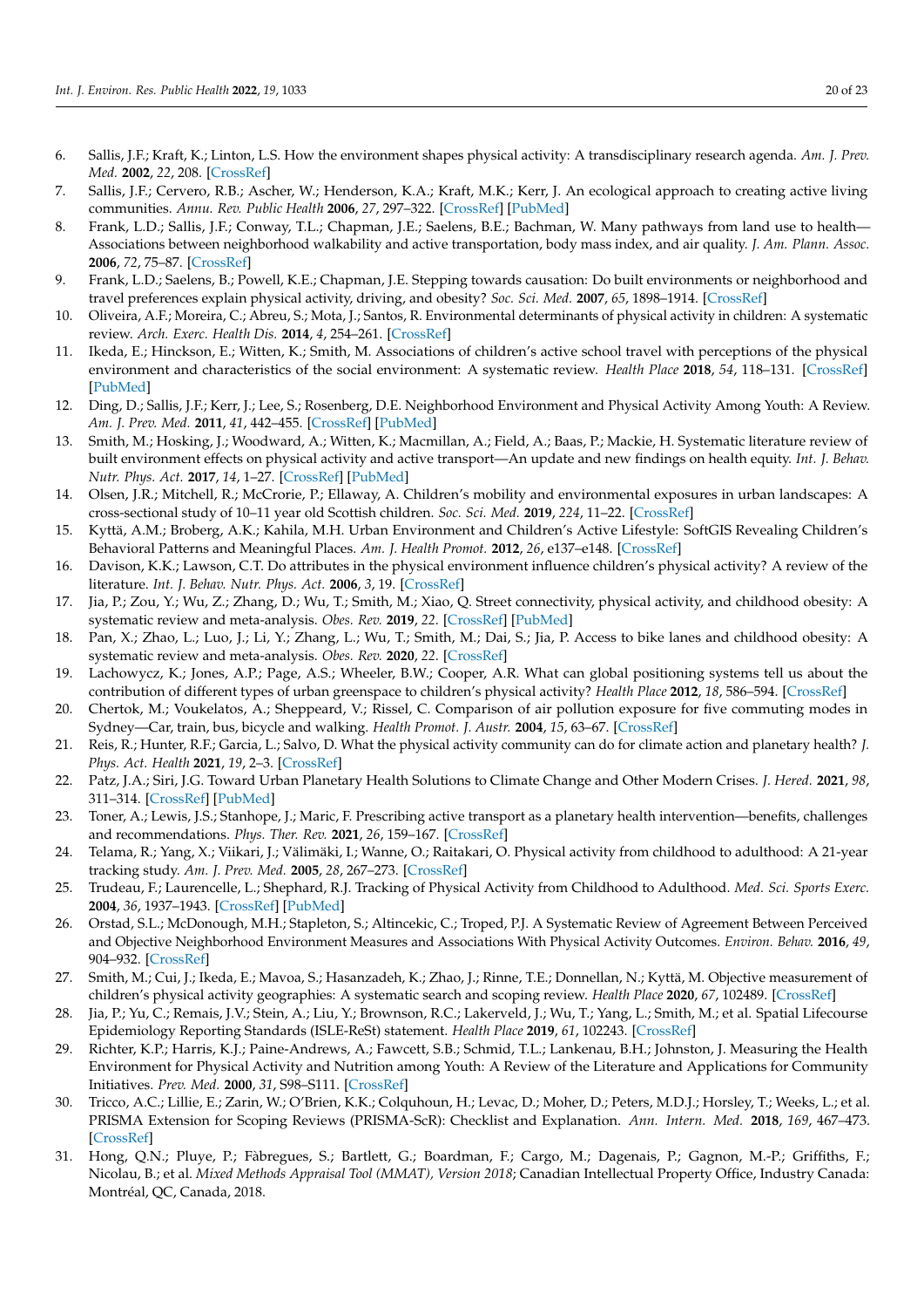6. Sallis, J.F.; Kraft, K.; Linton, L.S. How the environment shapes physical activity: A transdisciplinary research agenda. *Am. J. Prev. Med.* **2002**, *22*, 208. [CrossRef]
7. Sallis, J.F.; Cervero, R.B.; Ascher, W.; Henderson, K.A.; Kraft, M.K.; Kerr, J. An ecological approach to creating active living communities. *Annu. Rev. Public Health* **2006**, *27*, 297–322. [CrossRef] [PubMed]
8. Frank, L.D.; Sallis, J.F.; Conway, T.L.; Chapman, J.E.; Saelens, B.E.; Bachman, W. Many pathways from land use to health—Associations between neighborhood walkability and active transportation, body mass index, and air quality. *J. Am. Plann. Assoc.* **2006**, *72*, 75–87. [CrossRef]
9. Frank, L.D.; Saelens, B.; Powell, K.E.; Chapman, J.E. Stepping towards causation: Do built environments or neighborhood and travel preferences explain physical activity, driving, and obesity? *Soc. Sci. Med.* **2007**, *65*, 1898–1914. [CrossRef]
10. Oliveira, A.F.; Moreira, C.; Abreu, S.; Mota, J.; Santos, R. Environmental determinants of physical activity in children: A systematic review. *Arch. Exerc. Health Dis.* **2014**, *4*, 254–261. [CrossRef]
11. Ikeda, E.; Hinckson, E.; Witten, K.; Smith, M. Associations of children's active school travel with perceptions of the physical environment and characteristics of the social environment: A systematic review. *Health Place* **2018**, *54*, 118–131. [CrossRef] [PubMed]
12. Ding, D.; Sallis, J.F.; Kerr, J.; Lee, S.; Rosenberg, D.E. Neighborhood Environment and Physical Activity Among Youth: A Review. *Am. J. Prev. Med.* **2011**, *41*, 442–455. [CrossRef] [PubMed]
13. Smith, M.; Hosking, J.; Woodward, A.; Witten, K.; Macmillan, A.; Field, A.; Baas, P.; Mackie, H. Systematic literature review of built environment effects on physical activity and active transport—An update and new findings on health equity. *Int. J. Behav. Nutr. Phys. Act.* **2017**, *14*, 1–27. [CrossRef] [PubMed]
14. Olsen, J.R.; Mitchell, R.; McCrorie, P.; Ellaway, A. Children's mobility and environmental exposures in urban landscapes: A cross-sectional study of 10–11 year old Scottish children. *Soc. Sci. Med.* **2019**, *224*, 11–22. [CrossRef]
15. Kyttä, A.M.; Broberg, A.K.; Kahila, M.H. Urban Environment and Children's Active Lifestyle: SoftGIS Revealing Children's Behavioral Patterns and Meaningful Places. *Am. J. Health Promot.* **2012**, *26*, e137–e148. [CrossRef]
16. Davison, K.K.; Lawson, C.T. Do attributes in the physical environment influence children's physical activity? A review of the literature. *Int. J. Behav. Nutr. Phys. Act.* **2006**, *3*, 19. [CrossRef]
17. Jia, P.; Zou, Y.; Wu, Z.; Zhang, D.; Wu, T.; Smith, M.; Xiao, Q. Street connectivity, physical activity, and childhood obesity: A systematic review and meta-analysis. *Obes. Rev.* **2019**, *22*. [CrossRef] [PubMed]
18. Pan, X.; Zhao, L.; Luo, J.; Li, Y.; Zhang, L.; Wu, T.; Smith, M.; Dai, S.; Jia, P. Access to bike lanes and childhood obesity: A systematic review and meta-analysis. *Obes. Rev.* **2020**, *22*. [CrossRef]
19. Lachowycz, K.; Jones, A.P.; Page, A.S.; Wheeler, B.W.; Cooper, A.R. What can global positioning systems tell us about the contribution of different types of urban greenspace to children's physical activity? *Health Place* **2012**, *18*, 586–594. [CrossRef]
20. Chertok, M.; Voukelatos, A.; Sheppeard, V.; Rissel, C. Comparison of air pollution exposure for five commuting modes in Sydney—Car, train, bus, bicycle and walking. *Health Promot. J. Austr.* **2004**, *15*, 63–67. [CrossRef]
21. Reis, R.; Hunter, R.F.; Garcia, L.; Salvo, D. What the physical activity community can do for climate action and planetary health? *J. Phys. Act. Health* **2021**, *19*, 2–3. [CrossRef]
22. Patz, J.A.; Siri, J.G. Toward Urban Planetary Health Solutions to Climate Change and Other Modern Crises. *J. Hered.* **2021**, *98*, 311–314. [CrossRef] [PubMed]
23. Toner, A.; Lewis, J.S.; Stanhope, J.; Maric, F. Prescribing active transport as a planetary health intervention—benefits, challenges and recommendations. *Phys. Ther. Rev.* **2021**, *26*, 159–167. [CrossRef]
24. Telama, R.; Yang, X.; Viikari, J.; Välimäki, I.; Wanne, O.; Raitakari, O. Physical activity from childhood to adulthood: A 21-year tracking study. *Am. J. Prev. Med.* **2005**, *28*, 267–273. [CrossRef]
25. Trudeau, F.; Laurencelle, L.; Shephard, R.J. Tracking of Physical Activity from Childhood to Adulthood. *Med. Sci. Sports Exerc.* **2004**, *36*, 1937–1943. [CrossRef] [PubMed]
26. Orstad, S.L.; McDonough, M.H.; Stapleton, S.; Altincekic, C.; Troped, P.J. A Systematic Review of Agreement Between Perceived and Objective Neighborhood Environment Measures and Associations With Physical Activity Outcomes. *Environ. Behav.* **2016**, *49*, 904–932. [CrossRef]
27. Smith, M.; Cui, J.; Ikeda, E.; Mavoa, S.; Hasanzadeh, K.; Zhao, J.; Rinne, T.E.; Donnellan, N.; Kyttä, M. Objective measurement of children's physical activity geographies: A systematic search and scoping review. *Health Place* **2020**, *67*, 102489. [CrossRef]
28. Jia, P.; Yu, C.; Remais, J.V.; Stein, A.; Liu, Y.; Brownson, R.C.; Lakerveld, J.; Wu, T.; Yang, L.; Smith, M.; et al. Spatial Lifecourse Epidemiology Reporting Standards (ISLE-ReSt) statement. *Health Place* **2019**, *61*, 102243. [CrossRef]
29. Richter, K.P.; Harris, K.J.; Paine-Andrews, A.; Fawcett, S.B.; Schmid, T.L.; Lankenau, B.H.; Johnston, J. Measuring the Health Environment for Physical Activity and Nutrition among Youth: A Review of the Literature and Applications for Community Initiatives. *Prev. Med.* **2000**, *31*, S98–S111. [CrossRef]
30. Tricco, A.C.; Lillie, E.; Zarin, W.; O'Brien, K.K.; Colquhoun, H.; Levac, D.; Moher, D.; Peters, M.D.J.; Horsley, T.; Weeks, L.; et al. PRISMA Extension for Scoping Reviews (PRISMA-ScR): Checklist and Explanation. *Ann. Intern. Med.* **2018**, *169*, 467–473. [CrossRef]
31. Hong, Q.N.; Pluye, P.; Fàbregues, S.; Bartlett, G.; Boardman, F.; Cargo, M.; Dagenais, P.; Gagnon, M.-P.; Griffiths, F.; Nicolau, B.; et al. *Mixed Methods Appraisal Tool (MMAT), Version 2018*; Canadian Intellectual Property Office, Industry Canada: Montréal, QC, Canada, 2018.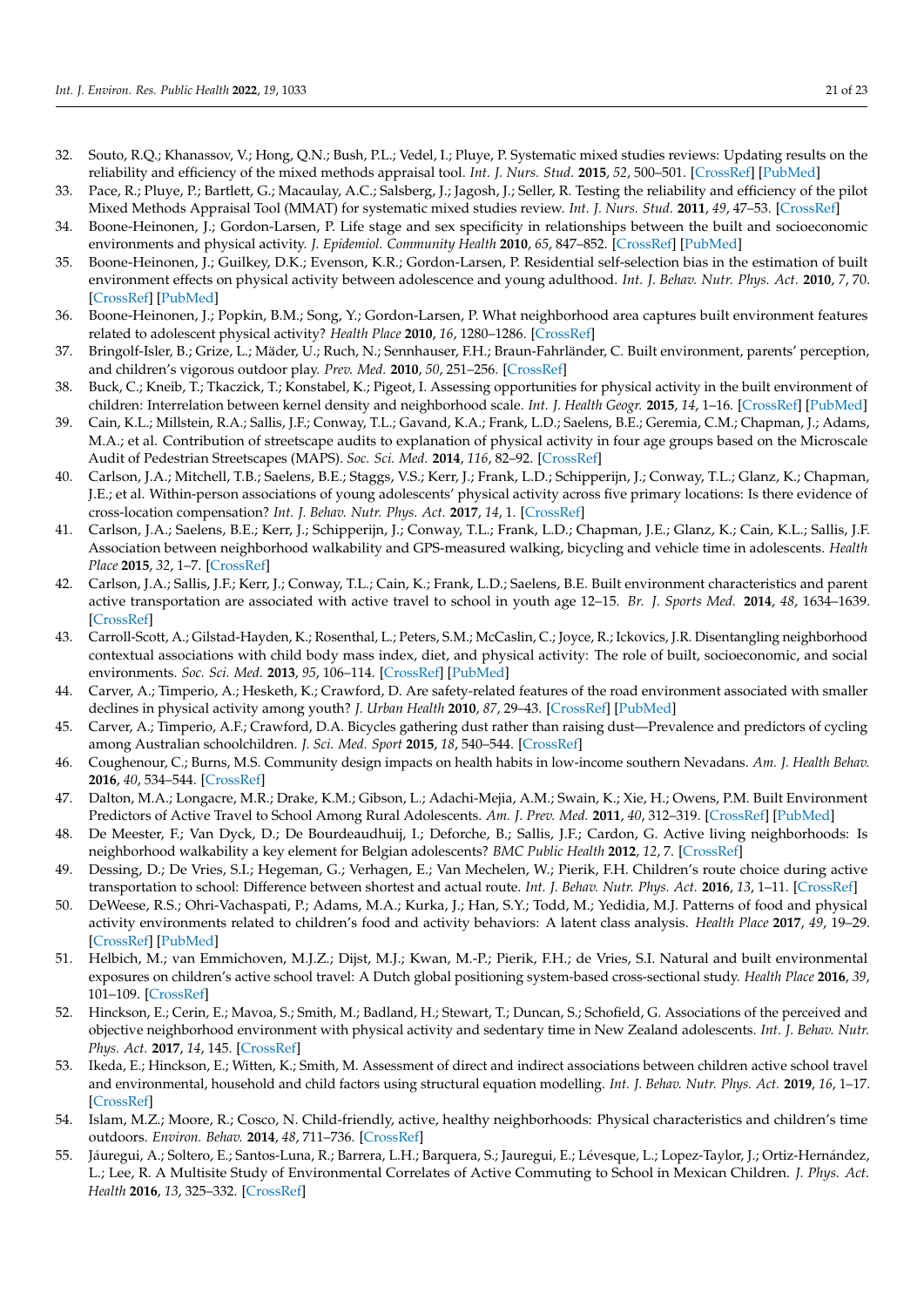32. Souto, R.Q.; Khanassov, V.; Hong, Q.N.; Bush, P.L.; Vedel, I.; Pluye, P. Systematic mixed studies reviews: Updating results on the reliability and efficiency of the mixed methods appraisal tool. *Int. J. Nurs. Stud.* **2015**, *52*, 500–501. [CrossRef] [PubMed]
33. Pace, R.; Pluye, P.; Bartlett, G.; Macaulay, A.C.; Salsberg, J.; Jagosh, J.; Seller, R. Testing the reliability and efficiency of the pilot Mixed Methods Appraisal Tool (MMAT) for systematic mixed studies review. *Int. J. Nurs. Stud.* **2011**, *49*, 47–53. [CrossRef]
34. Boone-Heinonen, J.; Gordon-Larsen, P. Life stage and sex specificity in relationships between the built and socioeconomic environments and physical activity. *J. Epidemiol. Community Health* **2010**, *65*, 847–852. [CrossRef] [PubMed]
35. Boone-Heinonen, J.; Guilkey, D.K.; Evenson, K.R.; Gordon-Larsen, P. Residential self-selection bias in the estimation of built environment effects on physical activity between adolescence and young adulthood. *Int. J. Behav. Nutr. Phys. Act.* **2010**, *7*, 70. [CrossRef] [PubMed]
36. Boone-Heinonen, J.; Popkin, B.M.; Song, Y.; Gordon-Larsen, P. What neighborhood area captures built environment features related to adolescent physical activity? *Health Place* **2010**, *16*, 1280–1286. [CrossRef]
37. Bringolf-Isler, B.; Grize, L.; Mäder, U.; Ruch, N.; Sennhauser, F.H.; Braun-Fahrländer, C. Built environment, parents' perception, and children's vigorous outdoor play. *Prev. Med.* **2010**, *50*, 251–256. [CrossRef]
38. Buck, C.; Kneib, T.; Tkaczick, T.; Konstabel, K.; Pigeot, I. Assessing opportunities for physical activity in the built environment of children: Interrelation between kernel density and neighborhood scale. *Int. J. Health Geogr.* **2015**, *14*, 1–16. [CrossRef] [PubMed]
39. Cain, K.L.; Millstein, R.A.; Sallis, J.F.; Conway, T.L.; Gavand, K.A.; Frank, L.D.; Saelens, B.E.; Geremia, C.M.; Chapman, J.; Adams, M.A.; et al. Contribution of streetscape audits to explanation of physical activity in four age groups based on the Microscale Audit of Pedestrian Streetscapes (MAPS). *Soc. Sci. Med.* **2014**, *116*, 82–92. [CrossRef]
40. Carlson, J.A.; Mitchell, T.B.; Saelens, B.E.; Staggs, V.S.; Kerr, J.; Frank, L.D.; Schipperijn, J.; Conway, T.L.; Glanz, K.; Chapman, J.E.; et al. Within-person associations of young adolescents' physical activity across five primary locations: Is there evidence of cross-location compensation? *Int. J. Behav. Nutr. Phys. Act.* **2017**, *14*, 1. [CrossRef]
41. Carlson, J.A.; Saelens, B.E.; Kerr, J.; Schipperijn, J.; Conway, T.L.; Frank, L.D.; Chapman, J.E.; Glanz, K.; Cain, K.L.; Sallis, J.F. Association between neighborhood walkability and GPS-measured walking, bicycling and vehicle time in adolescents. *Health Place* **2015**, *32*, 1–7. [CrossRef]
42. Carlson, J.A.; Sallis, J.F.; Kerr, J.; Conway, T.L.; Cain, K.; Frank, L.D.; Saelens, B.E. Built environment characteristics and parent active transportation are associated with active travel to school in youth age 12–15. *Br. J. Sports Med.* **2014**, *48*, 1634–1639. [CrossRef]
43. Carroll-Scott, A.; Gilstad-Hayden, K.; Rosenthal, L.; Peters, S.M.; McCaslin, C.; Joyce, R.; Ickovics, J.R. Disentangling neighborhood contextual associations with child body mass index, diet, and physical activity: The role of built, socioeconomic, and social environments. *Soc. Sci. Med.* **2013**, *95*, 106–114. [CrossRef] [PubMed]
44. Carver, A.; Timperio, A.; Hesketh, K.; Crawford, D. Are safety-related features of the road environment associated with smaller declines in physical activity among youth? *J. Urban Health* **2010**, *87*, 29–43. [CrossRef] [PubMed]
45. Carver, A.; Timperio, A.F.; Crawford, D.A. Bicycles gathering dust rather than raising dust—Prevalence and predictors of cycling among Australian schoolchildren. *J. Sci. Med. Sport* **2015**, *18*, 540–544. [CrossRef]
46. Coughenour, C.; Burns, M.S. Community design impacts on health habits in low-income southern Nevadans. *Am. J. Health Behav.* **2016**, *40*, 534–544. [CrossRef]
47. Dalton, M.A.; Longacre, M.R.; Drake, K.M.; Gibson, L.; Adachi-Mejia, A.M.; Swain, K.; Xie, H.; Owens, P.M. Built Environment Predictors of Active Travel to School Among Rural Adolescents. *Am. J. Prev. Med.* **2011**, *40*, 312–319. [CrossRef] [PubMed]
48. De Meester, F.; Van Dyck, D.; De Bourdeaudhuij, I.; Deforche, B.; Sallis, J.F.; Cardon, G. Active living neighborhoods: Is neighborhood walkability a key element for Belgian adolescents? *BMC Public Health* **2012**, *12*, 7. [CrossRef]
49. Dessing, D.; De Vries, S.I.; Hegeman, G.; Verhagen, E.; Van Mechelen, W.; Pierik, F.H. Children's route choice during active transportation to school: Difference between shortest and actual route. *Int. J. Behav. Nutr. Phys. Act.* **2016**, *13*, 1–11. [CrossRef]
50. DeWeese, R.S.; Ohri-Vachaspati, P.; Adams, M.A.; Kurka, J.; Han, S.Y.; Todd, M.; Yedidia, M.J. Patterns of food and physical activity environments related to children's food and activity behaviors: A latent class analysis. *Health Place* **2017**, *49*, 19–29. [CrossRef] [PubMed]
51. Helbich, M.; van Emmichoven, M.J.Z.; Dijst, M.J.; Kwan, M.-P.; Pierik, F.H.; de Vries, S.I. Natural and built environmental exposures on children's active school travel: A Dutch global positioning system-based cross-sectional study. *Health Place* **2016**, *39*, 101–109. [CrossRef]
52. Hinckson, E.; Cerin, E.; Mavoa, S.; Smith, M.; Badland, H.; Stewart, T.; Duncan, S.; Schofield, G. Associations of the perceived and objective neighborhood environment with physical activity and sedentary time in New Zealand adolescents. *Int. J. Behav. Nutr. Phys. Act.* **2017**, *14*, 145. [CrossRef]
53. Ikeda, E.; Hinckson, E.; Witten, K.; Smith, M. Assessment of direct and indirect associations between children active school travel and environmental, household and child factors using structural equation modelling. *Int. J. Behav. Nutr. Phys. Act.* **2019**, *16*, 1–17. [CrossRef]
54. Islam, M.Z.; Moore, R.; Cosco, N. Child-friendly, active, healthy neighborhoods: Physical characteristics and children's time outdoors. *Environ. Behav.* **2014**, *48*, 711–736. [CrossRef]
55. Jáuregui, A.; Soltero, E.; Santos-Luna, R.; Barrera, L.H.; Barquera, S.; Jauregui, E.; Lévesque, L.; Lopez-Taylor, J.; Ortiz-Hernández, L.; Lee, R. A Multisite Study of Environmental Correlates of Active Commuting to School in Mexican Children. *J. Phys. Act. Health* **2016**, *13*, 325–332. [CrossRef]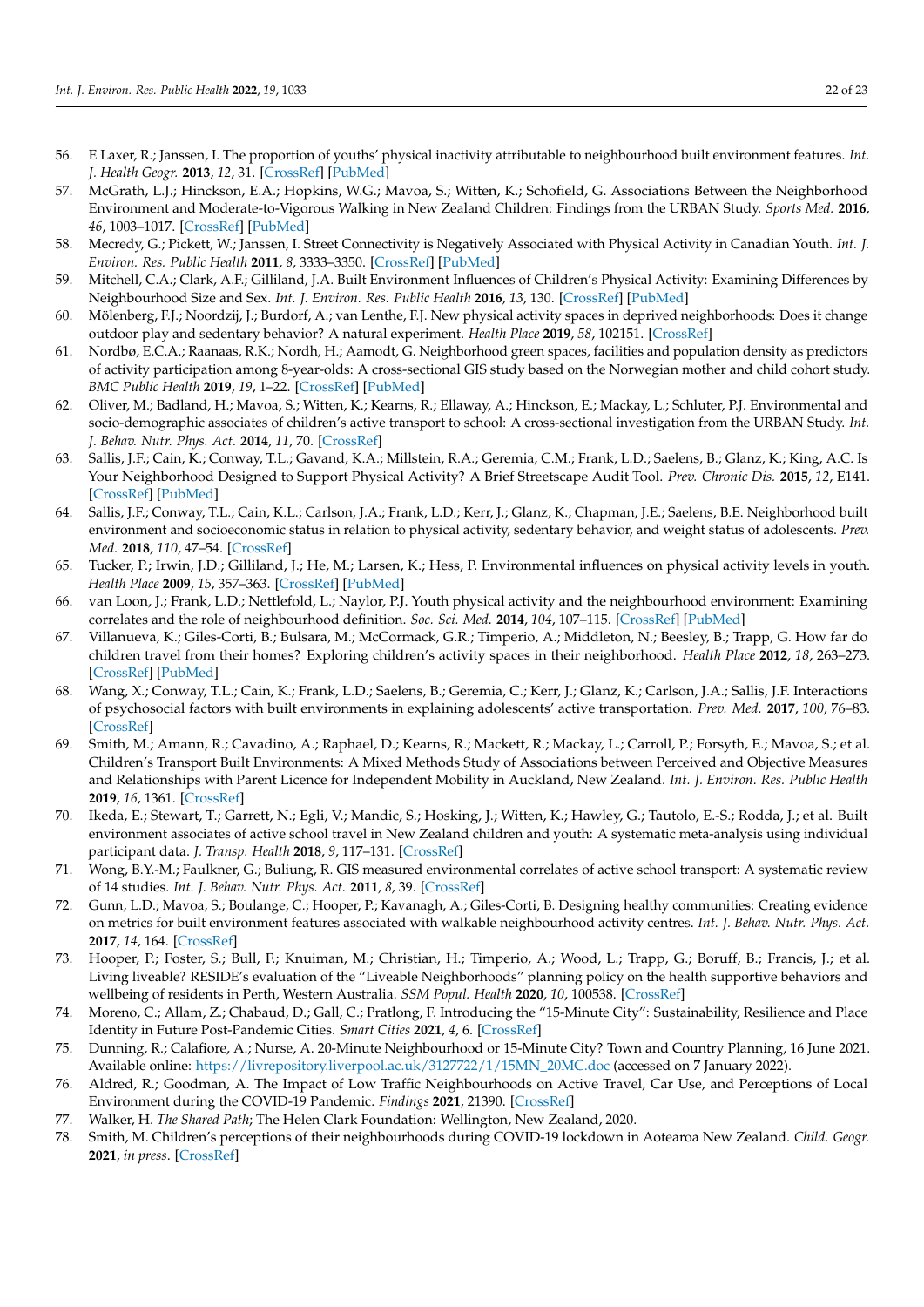56. E Laxer, R.; Janssen, I. The proportion of youths' physical inactivity attributable to neighbourhood built environment features. *Int. J. Health Geogr.* **2013**, *12*, 31. [CrossRef] [PubMed]
57. McGrath, L.J.; Hinckson, E.A.; Hopkins, W.G.; Mavoa, S.; Witten, K.; Schofield, G. Associations Between the Neighborhood Environment and Moderate-to-Vigorous Walking in New Zealand Children: Findings from the URBAN Study. *Sports Med.* **2016**, *46*, 1003–1017. [CrossRef] [PubMed]
58. Mecredy, G.; Pickett, W.; Janssen, I. Street Connectivity is Negatively Associated with Physical Activity in Canadian Youth. *Int. J. Environ. Res. Public Health* **2011**, *8*, 3333–3350. [CrossRef] [PubMed]
59. Mitchell, C.A.; Clark, A.F.; Gilliland, J.A. Built Environment Influences of Children's Physical Activity: Examining Differences by Neighbourhood Size and Sex. *Int. J. Environ. Res. Public Health* **2016**, *13*, 130. [CrossRef] [PubMed]
60. Mölenberg, F.J.; Noordzij, J.; Burdorf, A.; van Lenthe, F.J. New physical activity spaces in deprived neighborhoods: Does it change outdoor play and sedentary behavior? A natural experiment. *Health Place* **2019**, *58*, 102151. [CrossRef]
61. Nordbø, E.C.A.; Raanaas, R.K.; Nordh, H.; Aamodt, G. Neighborhood green spaces, facilities and population density as predictors of activity participation among 8-year-olds: A cross-sectional GIS study based on the Norwegian mother and child cohort study. *BMC Public Health* **2019**, *19*, 1–22. [CrossRef] [PubMed]
62. Oliver, M.; Badland, H.; Mavoa, S.; Witten, K.; Kearns, R.; Ellaway, A.; Hinckson, E.; Mackay, L.; Schluter, P.J. Environmental and socio-demographic associates of children's active transport to school: A cross-sectional investigation from the URBAN Study. *Int. J. Behav. Nutr. Phys. Act.* **2014**, *11*, 70. [CrossRef]
63. Sallis, J.F.; Cain, K.; Conway, T.L.; Gavand, K.A.; Millstein, R.A.; Geremia, C.M.; Frank, L.D.; Saelens, B.; Glanz, K.; King, A.C. Is Your Neighborhood Designed to Support Physical Activity? A Brief Streetscape Audit Tool. *Prev. Chronic Dis.* **2015**, *12*, E141. [CrossRef] [PubMed]
64. Sallis, J.F.; Conway, T.L.; Cain, K.L.; Carlson, J.A.; Frank, L.D.; Kerr, J.; Glanz, K.; Chapman, J.E.; Saelens, B.E. Neighborhood built environment and socioeconomic status in relation to physical activity, sedentary behavior, and weight status of adolescents. *Prev. Med.* **2018**, *110*, 47–54. [CrossRef]
65. Tucker, P.; Irwin, J.D.; Gilliland, J.; He, M.; Larsen, K.; Hess, P. Environmental influences on physical activity levels in youth. *Health Place* **2009**, *15*, 357–363. [CrossRef] [PubMed]
66. van Loon, J.; Frank, L.D.; Nettlefold, L.; Naylor, P.J. Youth physical activity and the neighbourhood environment: Examining correlates and the role of neighbourhood definition. *Soc. Sci. Med.* **2014**, *104*, 107–115. [CrossRef] [PubMed]
67. Villanueva, K.; Giles-Corti, B.; Bulsara, M.; McCormack, G.R.; Timperio, A.; Middleton, N.; Beesley, B.; Trapp, G. How far do children travel from their homes? Exploring children's activity spaces in their neighborhood. *Health Place* **2012**, *18*, 263–273. [CrossRef] [PubMed]
68. Wang, X.; Conway, T.L.; Cain, K.; Frank, L.D.; Saelens, B.; Geremia, C.; Kerr, J.; Glanz, K.; Carlson, J.A.; Sallis, J.F. Interactions of psychosocial factors with built environments in explaining adolescents' active transportation. *Prev. Med.* **2017**, *100*, 76–83. [CrossRef]
69. Smith, M.; Amann, R.; Cavadino, A.; Raphael, D.; Kearns, R.; Mackett, R.; Mackay, L.; Carroll, P.; Forsyth, E.; Mavoa, S.; et al. Children's Transport Built Environments: A Mixed Methods Study of Associations between Perceived and Objective Measures and Relationships with Parent Licence for Independent Mobility in Auckland, New Zealand. *Int. J. Environ. Res. Public Health* **2019**, *16*, 1361. [CrossRef]
70. Ikeda, E.; Stewart, T.; Garrett, N.; Egli, V.; Mandic, S.; Hosking, J.; Witten, K.; Hawley, G.; Tautolo, E.-S.; Rodda, J.; et al. Built environment associates of active school travel in New Zealand children and youth: A systematic meta-analysis using individual participant data. *J. Transp. Health* **2018**, *9*, 117–131. [CrossRef]
71. Wong, B.Y.-M.; Faulkner, G.; Buliung, R. GIS measured environmental correlates of active school transport: A systematic review of 14 studies. *Int. J. Behav. Nutr. Phys. Act.* **2011**, *8*, 39. [CrossRef]
72. Gunn, L.D.; Mavoa, S.; Boulange, C.; Hooper, P.; Kavanagh, A.; Giles-Corti, B. Designing healthy communities: Creating evidence on metrics for built environment features associated with walkable neighbourhood activity centres. *Int. J. Behav. Nutr. Phys. Act.* **2017**, *14*, 164. [CrossRef]
73. Hooper, P.; Foster, S.; Bull, F.; Knuiman, M.; Christian, H.; Timperio, A.; Wood, L.; Trapp, G.; Boruff, B.; Francis, J.; et al. Living liveable? RESIDE's evaluation of the "Liveable Neighborhoods" planning policy on the health supportive behaviors and wellbeing of residents in Perth, Western Australia. *SSM Popul. Health* **2020**, *10*, 100538. [CrossRef]
74. Moreno, C.; Allam, Z.; Chabaud, D.; Gall, C.; Pratlong, F. Introducing the "15-Minute City": Sustainability, Resilience and Place Identity in Future Post-Pandemic Cities. *Smart Cities* **2021**, *4*, 6. [CrossRef]
75. Dunning, R.; Calafiore, A.; Nurse, A. 20-Minute Neighbourhood or 15-Minute City? Town and Country Planning, 16 June 2021. Available online: https://livrepository.liverpool.ac.uk/3127722/1/15MN_20MC.doc (accessed on 7 January 2022).
76. Aldred, R.; Goodman, A. The Impact of Low Traffic Neighbourhoods on Active Travel, Car Use, and Perceptions of Local Environment during the COVID-19 Pandemic. *Findings* **2021**, 21390. [CrossRef]
77. Walker, H. *The Shared Path*; The Helen Clark Foundation: Wellington, New Zealand, 2020.
78. Smith, M. Children's perceptions of their neighbourhoods during COVID-19 lockdown in Aotearoa New Zealand. *Child. Geogr.* **2021**, *in press*. [CrossRef]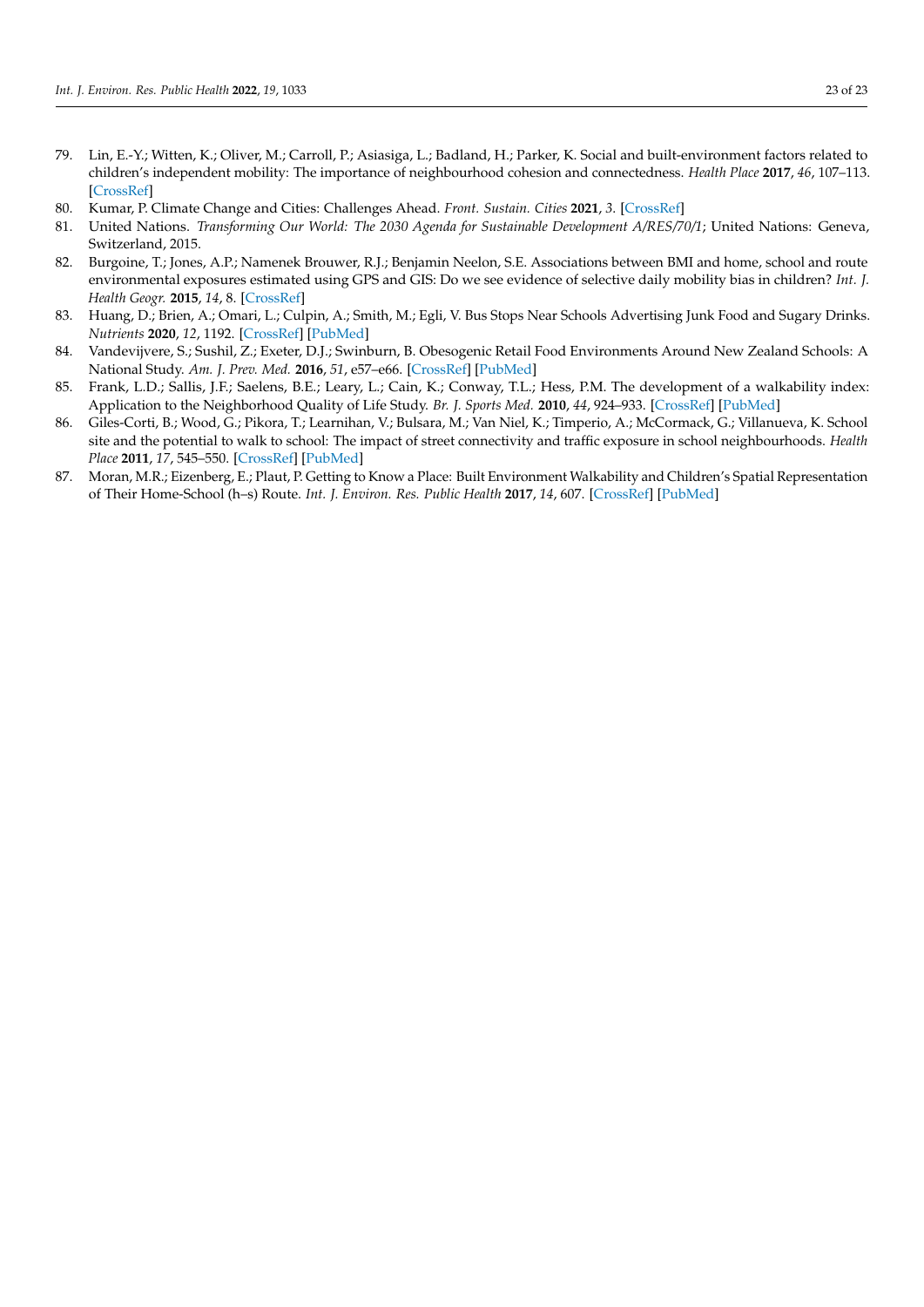79. Lin, E.-Y.; Witten, K.; Oliver, M.; Carroll, P.; Asiasiga, L.; Badland, H.; Parker, K. Social and built-environment factors related to children's independent mobility: The importance of neighbourhood cohesion and connectedness. *Health Place* **2017**, *46*, 107–113. [CrossRef]
80. Kumar, P. Climate Change and Cities: Challenges Ahead. *Front. Sustain. Cities* **2021**, *3*. [CrossRef]
81. United Nations. *Transforming Our World: The 2030 Agenda for Sustainable Development A/RES/70/1*; United Nations: Geneva, Switzerland, 2015.
82. Burgoine, T.; Jones, A.P.; Namenek Brouwer, R.J.; Benjamin Neelon, S.E. Associations between BMI and home, school and route environmental exposures estimated using GPS and GIS: Do we see evidence of selective daily mobility bias in children? *Int. J. Health Geogr.* **2015**, *14*, 8. [CrossRef]
83. Huang, D.; Brien, A.; Omari, L.; Culpin, A.; Smith, M.; Egli, V. Bus Stops Near Schools Advertising Junk Food and Sugary Drinks. *Nutrients* **2020**, *12*, 1192. [CrossRef] [PubMed]
84. Vandevijvere, S.; Sushil, Z.; Exeter, D.J.; Swinburn, B. Obesogenic Retail Food Environments Around New Zealand Schools: A National Study. *Am. J. Prev. Med.* **2016**, *51*, e57–e66. [CrossRef] [PubMed]
85. Frank, L.D.; Sallis, J.F.; Saelens, B.E.; Leary, L.; Cain, K.; Conway, T.L.; Hess, P.M. The development of a walkability index: Application to the Neighborhood Quality of Life Study. *Br. J. Sports Med.* **2010**, *44*, 924–933. [CrossRef] [PubMed]
86. Giles-Corti, B.; Wood, G.; Pikora, T.; Learnihan, V.; Bulsara, M.; Van Niel, K.; Timperio, A.; McCormack, G.; Villanueva, K. School site and the potential to walk to school: The impact of street connectivity and traffic exposure in school neighbourhoods. *Health Place* **2011**, *17*, 545–550. [CrossRef] [PubMed]
87. Moran, M.R.; Eizenberg, E.; Plaut, P. Getting to Know a Place: Built Environment Walkability and Children's Spatial Representation of Their Home-School (h–s) Route. *Int. J. Environ. Res. Public Health* **2017**, *14*, 607. [CrossRef] [PubMed]